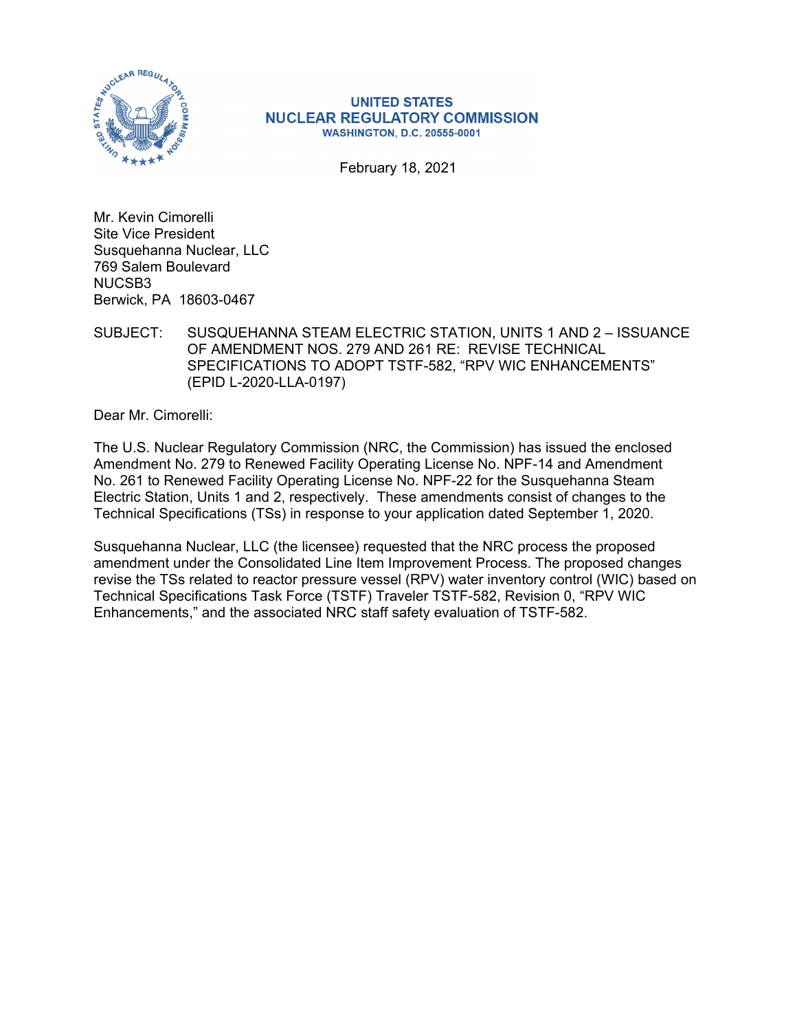**UNITED STATES**
**NUCLEAR REGULATORY COMMISSION**
**WASHINGTON, D.C. 20555-0001**

February 18, 2021

Mr. Kevin Cimorelli
Site Vice President
Susquehanna Nuclear, LLC
769 Salem Boulevard
NUCSB3
Berwick, PA 18603-0467

SUBJECT: SUSQUEHANNA STEAM ELECTRIC STATION, UNITS 1 AND 2 – ISSUANCE OF AMENDMENT NOS. 279 AND 261 RE: REVISE TECHNICAL SPECIFICATIONS TO ADOPT TSTF-582, "RPV WIC ENHANCEMENTS" (EPID L-2020-LLA-0197)

Dear Mr. Cimorelli:

The U.S. Nuclear Regulatory Commission (NRC, the Commission) has issued the enclosed Amendment No. 279 to Renewed Facility Operating License No. NPF-14 and Amendment No. 261 to Renewed Facility Operating License No. NPF-22 for the Susquehanna Steam Electric Station, Units 1 and 2, respectively. These amendments consist of changes to the Technical Specifications (TSs) in response to your application dated September 1, 2020.

Susquehanna Nuclear, LLC (the licensee) requested that the NRC process the proposed amendment under the Consolidated Line Item Improvement Process. The proposed changes revise the TSs related to reactor pressure vessel (RPV) water inventory control (WIC) based on Technical Specifications Task Force (TSTF) Traveler TSTF-582, Revision 0, "RPV WIC Enhancements," and the associated NRC staff safety evaluation of TSTF-582.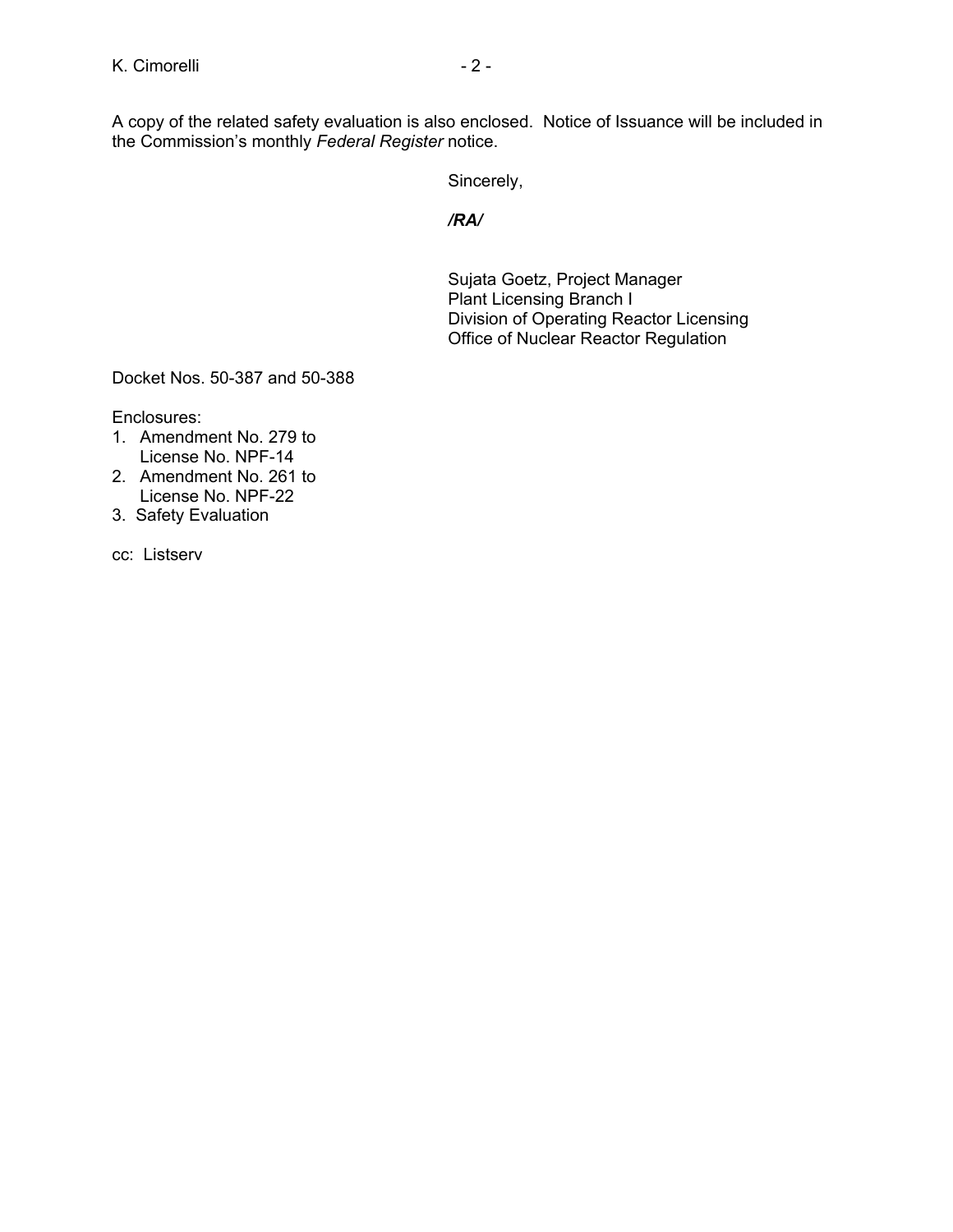A copy of the related safety evaluation is also enclosed. Notice of Issuance will be included in the Commission's monthly *Federal Register* notice.

Sincerely,

***/RA/***

Sujata Goetz, Project Manager
Plant Licensing Branch I
Division of Operating Reactor Licensing
Office of Nuclear Reactor Regulation

Docket Nos. 50-387 and 50-388

Enclosures:

1. Amendment No. 279 to License No. NPF-14
2. Amendment No. 261 to License No. NPF-22
3. Safety Evaluation

cc: Listserv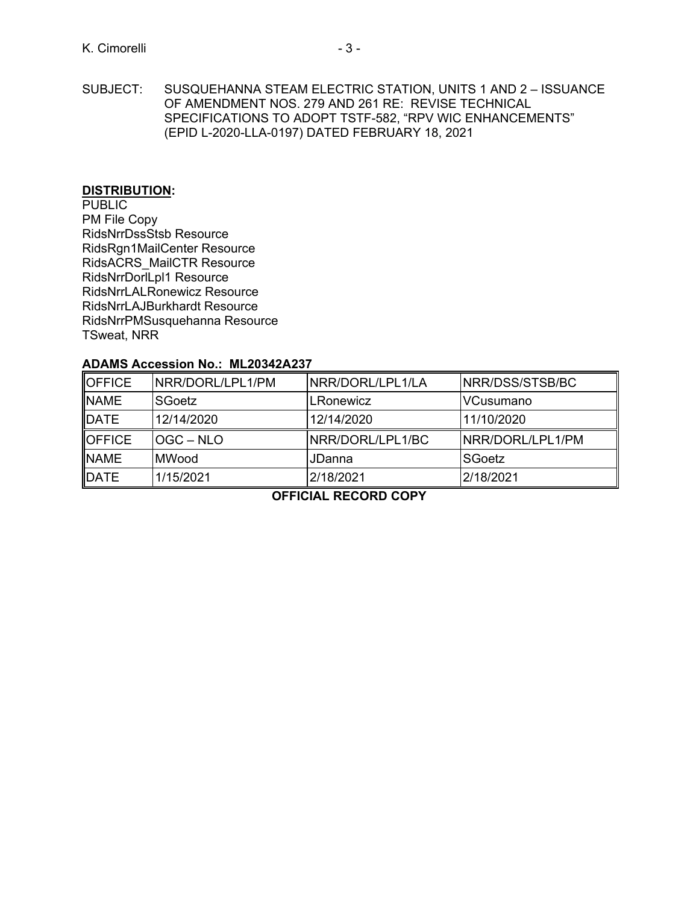SUBJECT: SUSQUEHANNA STEAM ELECTRIC STATION, UNITS 1 AND 2 – ISSUANCE OF AMENDMENT NOS. 279 AND 261 RE: REVISE TECHNICAL SPECIFICATIONS TO ADOPT TSTF-582, "RPV WIC ENHANCEMENTS" (EPID L-2020-LLA-0197) DATED FEBRUARY 18, 2021

**DISTRIBUTION:**
PUBLIC
PM File Copy
RidsNrrDssStsb Resource
RidsRgn1MailCenter Resource
RidsACRS_MailCTR Resource
RidsNrrDorlLpl1 Resource
RidsNrrLALRonewicz Resource
RidsNrrLAJBurkhardt Resource
RidsNrrPMSusquehanna Resource
TSweat, NRR

**ADAMS Accession No.: ML20342A237**

| OFFICE | NRR/DORL/LPL1/PM | NRR/DORL/LPL1/LA | NRR/DSS/STSB/BC |
|---|---|---|---|
| NAME | SGoetz | LRonewicz | VCusumano |
| DATE | 12/14/2020 | 12/14/2020 | 11/10/2020 |
| OFFICE | OGC – NLO | NRR/DORL/LPL1/BC | NRR/DORL/LPL1/PM |
| NAME | MWood | JDanna | SGoetz |
| DATE | 1/15/2021 | 2/18/2021 | 2/18/2021 |

**OFFICIAL RECORD COPY**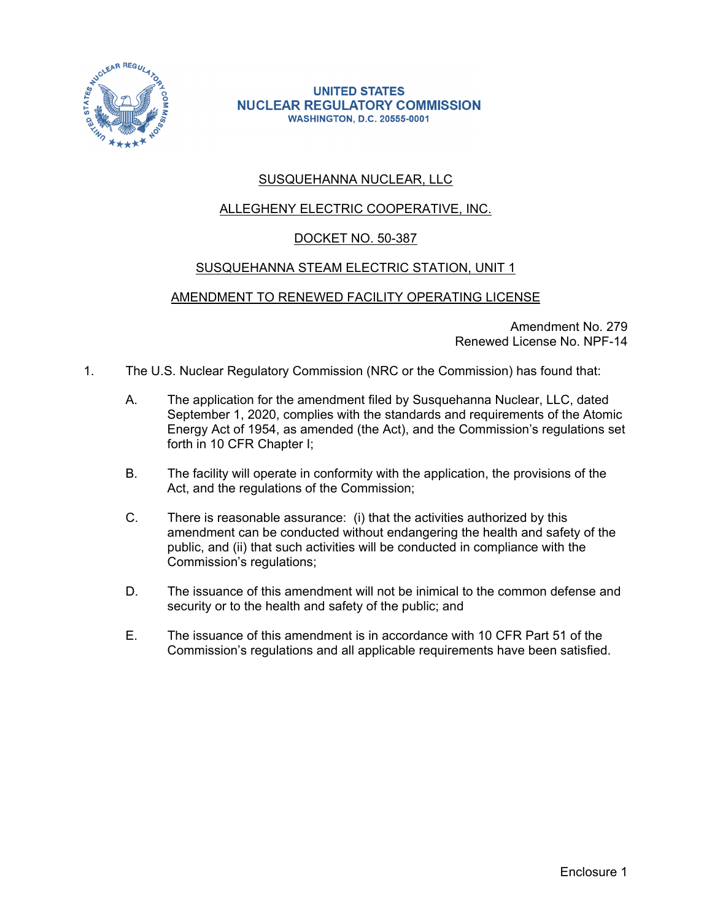**UNITED STATES**
**NUCLEAR REGULATORY COMMISSION**
**WASHINGTON, D.C. 20555-0001**

SUSQUEHANNA NUCLEAR, LLC

ALLEGHENY ELECTRIC COOPERATIVE, INC.

DOCKET NO. 50-387

SUSQUEHANNA STEAM ELECTRIC STATION, UNIT 1

AMENDMENT TO RENEWED FACILITY OPERATING LICENSE

Amendment No. 279
Renewed License No. NPF-14

1. The U.S. Nuclear Regulatory Commission (NRC or the Commission) has found that:

   A. The application for the amendment filed by Susquehanna Nuclear, LLC, dated September 1, 2020, complies with the standards and requirements of the Atomic Energy Act of 1954, as amended (the Act), and the Commission's regulations set forth in 10 CFR Chapter I;

   B. The facility will operate in conformity with the application, the provisions of the Act, and the regulations of the Commission;

   C. There is reasonable assurance: (i) that the activities authorized by this amendment can be conducted without endangering the health and safety of the public, and (ii) that such activities will be conducted in compliance with the Commission's regulations;

   D. The issuance of this amendment will not be inimical to the common defense and security or to the health and safety of the public; and

   E. The issuance of this amendment is in accordance with 10 CFR Part 51 of the Commission's regulations and all applicable requirements have been satisfied.

Enclosure 1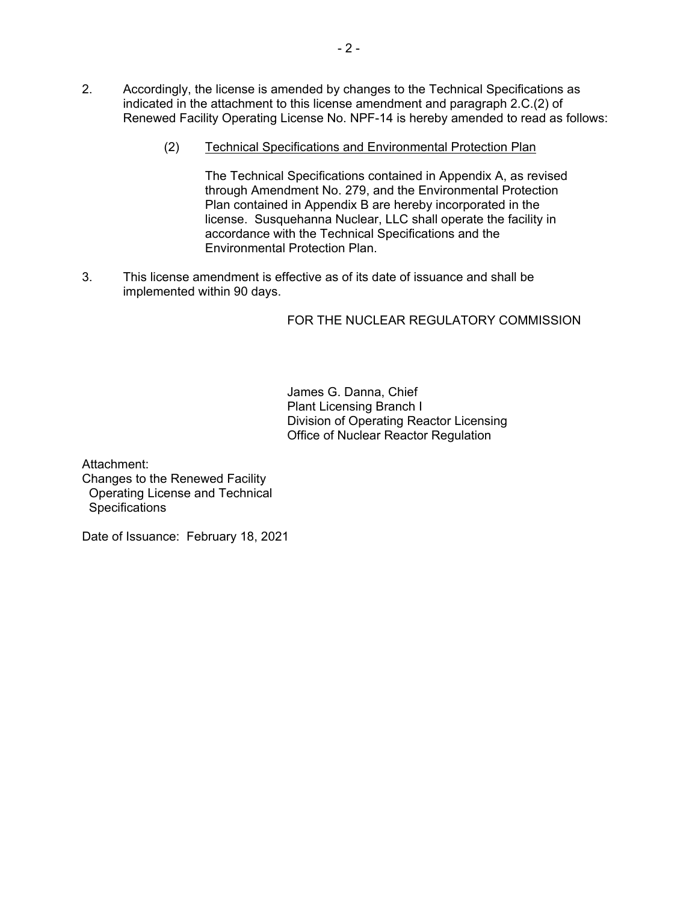2. Accordingly, the license is amended by changes to the Technical Specifications as indicated in the attachment to this license amendment and paragraph 2.C.(2) of Renewed Facility Operating License No. NPF-14 is hereby amended to read as follows:

   (2) Technical Specifications and Environmental Protection Plan

   The Technical Specifications contained in Appendix A, as revised through Amendment No. 279, and the Environmental Protection Plan contained in Appendix B are hereby incorporated in the license. Susquehanna Nuclear, LLC shall operate the facility in accordance with the Technical Specifications and the Environmental Protection Plan.

3. This license amendment is effective as of its date of issuance and shall be implemented within 90 days.

FOR THE NUCLEAR REGULATORY COMMISSION

James G. Danna, Chief
Plant Licensing Branch I
Division of Operating Reactor Licensing
Office of Nuclear Reactor Regulation

Attachment:
Changes to the Renewed Facility Operating License and Technical Specifications

Date of Issuance: February 18, 2021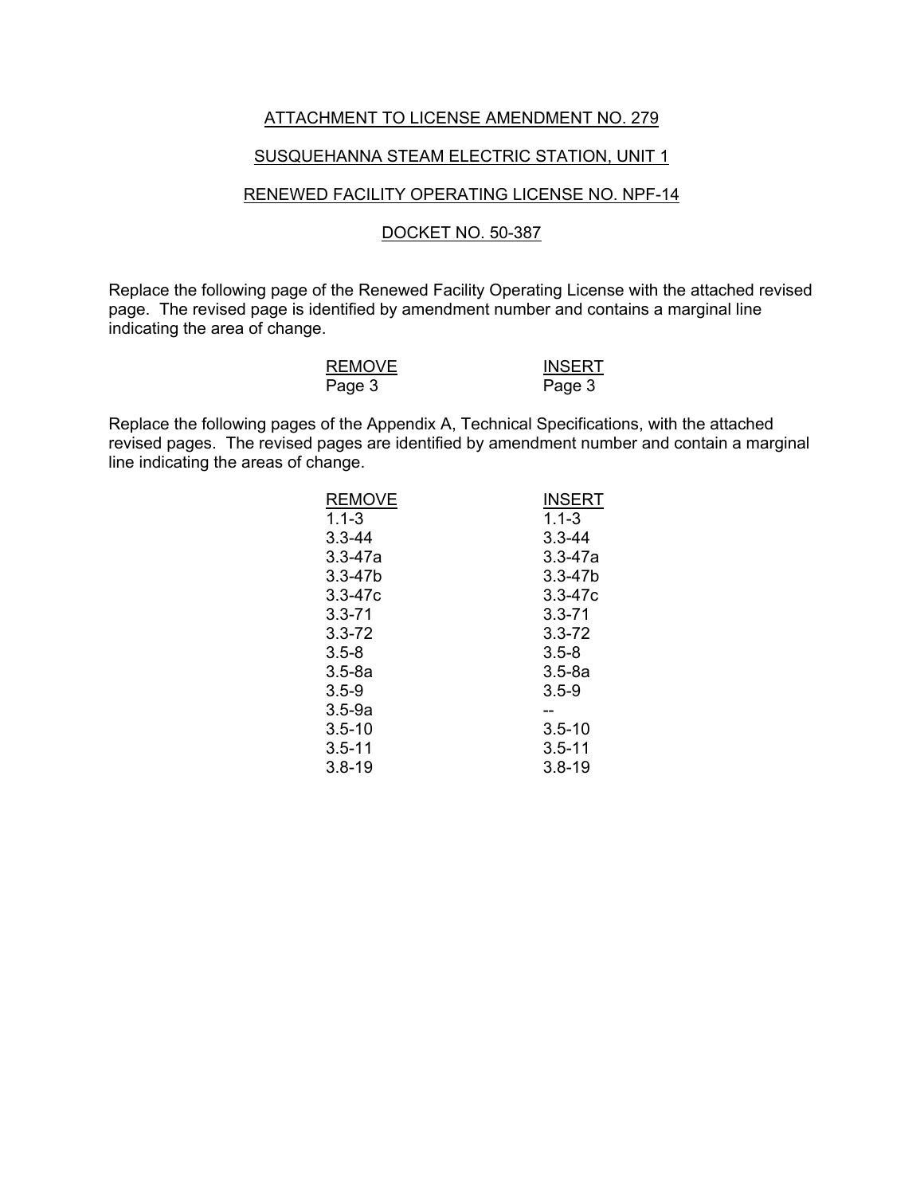ATTACHMENT TO LICENSE AMENDMENT NO. 279

SUSQUEHANNA STEAM ELECTRIC STATION, UNIT 1

RENEWED FACILITY OPERATING LICENSE NO. NPF-14

DOCKET NO. 50-387

Replace the following page of the Renewed Facility Operating License with the attached revised page. The revised page is identified by amendment number and contains a marginal line indicating the area of change.

| REMOVE | INSERT |
|---|---|
| Page 3 | Page 3 |

Replace the following pages of the Appendix A, Technical Specifications, with the attached revised pages. The revised pages are identified by amendment number and contain a marginal line indicating the areas of change.

| REMOVE | INSERT |
|---|---|
| 1.1-3 | 1.1-3 |
| 3.3-44 | 3.3-44 |
| 3.3-47a | 3.3-47a |
| 3.3-47b | 3.3-47b |
| 3.3-47c | 3.3-47c |
| 3.3-71 | 3.3-71 |
| 3.3-72 | 3.3-72 |
| 3.5-8 | 3.5-8 |
| 3.5-8a | 3.5-8a |
| 3.5-9 | 3.5-9 |
| 3.5-9a | -- |
| 3.5-10 | 3.5-10 |
| 3.5-11 | 3.5-11 |
| 3.8-19 | 3.8-19 |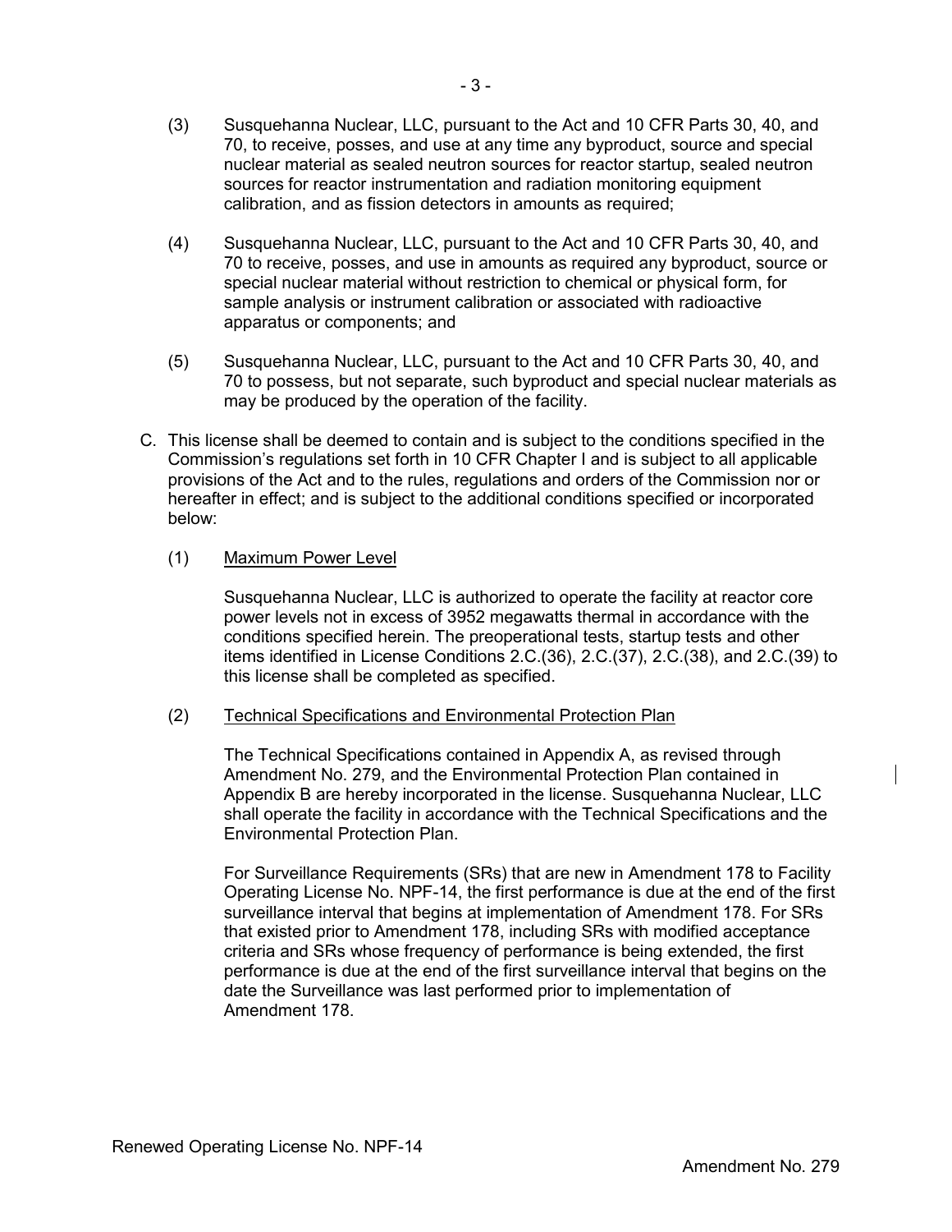(3) Susquehanna Nuclear, LLC, pursuant to the Act and 10 CFR Parts 30, 40, and 70, to receive, posses, and use at any time any byproduct, source and special nuclear material as sealed neutron sources for reactor startup, sealed neutron sources for reactor instrumentation and radiation monitoring equipment calibration, and as fission detectors in amounts as required;

(4) Susquehanna Nuclear, LLC, pursuant to the Act and 10 CFR Parts 30, 40, and 70 to receive, posses, and use in amounts as required any byproduct, source or special nuclear material without restriction to chemical or physical form, for sample analysis or instrument calibration or associated with radioactive apparatus or components; and

(5) Susquehanna Nuclear, LLC, pursuant to the Act and 10 CFR Parts 30, 40, and 70 to possess, but not separate, such byproduct and special nuclear materials as may be produced by the operation of the facility.

C. This license shall be deemed to contain and is subject to the conditions specified in the Commission's regulations set forth in 10 CFR Chapter I and is subject to all applicable provisions of the Act and to the rules, regulations and orders of the Commission nor or hereafter in effect; and is subject to the additional conditions specified or incorporated below:

(1) Maximum Power Level

Susquehanna Nuclear, LLC is authorized to operate the facility at reactor core power levels not in excess of 3952 megawatts thermal in accordance with the conditions specified herein. The preoperational tests, startup tests and other items identified in License Conditions 2.C.(36), 2.C.(37), 2.C.(38), and 2.C.(39) to this license shall be completed as specified.

(2) Technical Specifications and Environmental Protection Plan

The Technical Specifications contained in Appendix A, as revised through Amendment No. 279, and the Environmental Protection Plan contained in Appendix B are hereby incorporated in the license. Susquehanna Nuclear, LLC shall operate the facility in accordance with the Technical Specifications and the Environmental Protection Plan.

For Surveillance Requirements (SRs) that are new in Amendment 178 to Facility Operating License No. NPF-14, the first performance is due at the end of the first surveillance interval that begins at implementation of Amendment 178. For SRs that existed prior to Amendment 178, including SRs with modified acceptance criteria and SRs whose frequency of performance is being extended, the first performance is due at the end of the first surveillance interval that begins on the date the Surveillance was last performed prior to implementation of Amendment 178.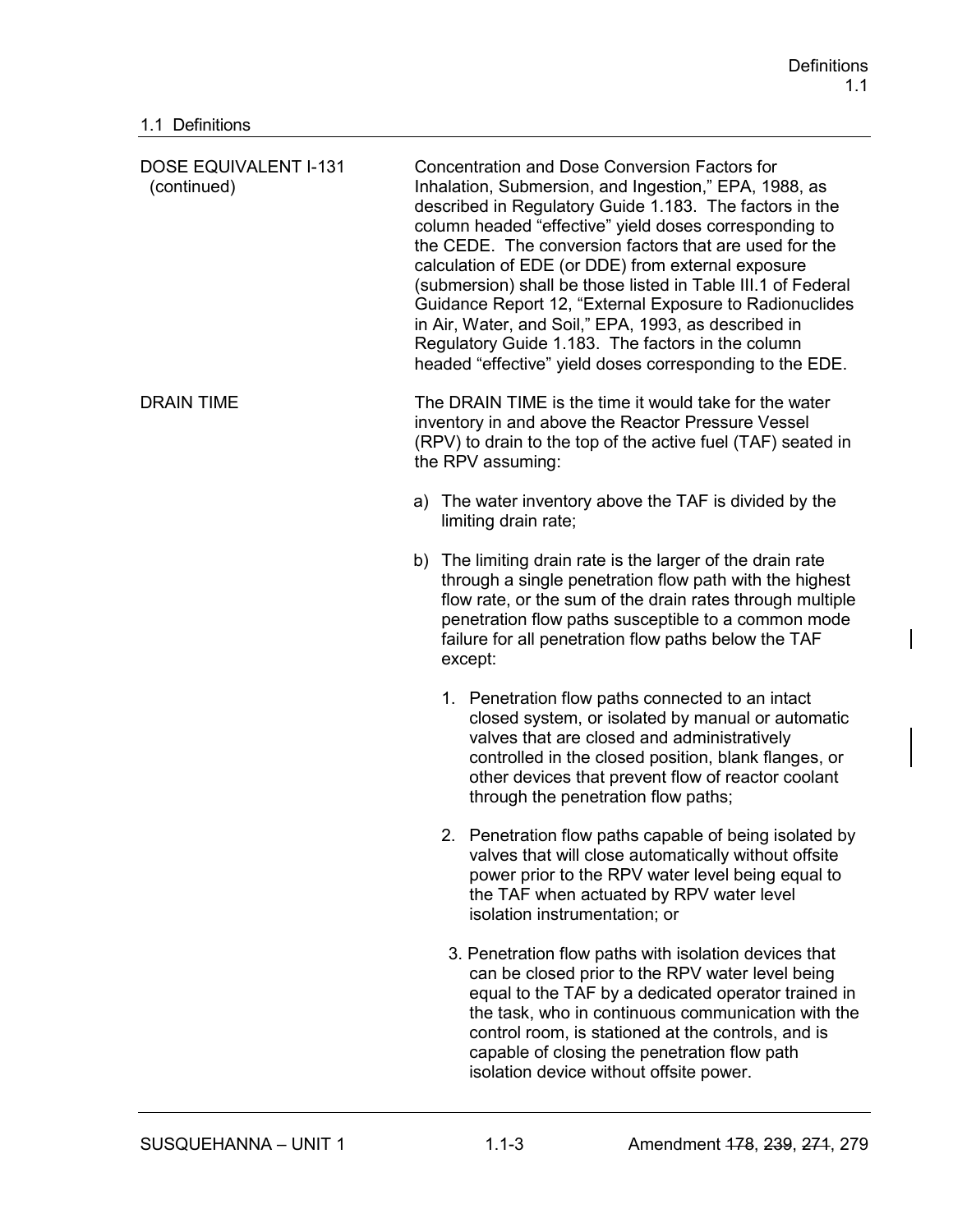## 1.1 Definitions

**DOSE EQUIVALENT I-131 (continued)**

Concentration and Dose Conversion Factors for Inhalation, Submersion, and Ingestion," EPA, 1988, as described in Regulatory Guide 1.183. The factors in the column headed "effective" yield doses corresponding to the CEDE. The conversion factors that are used for the calculation of EDE (or DDE) from external exposure (submersion) shall be those listed in Table III.1 of Federal Guidance Report 12, "External Exposure to Radionuclides in Air, Water, and Soil," EPA, 1993, as described in Regulatory Guide 1.183. The factors in the column headed "effective" yield doses corresponding to the EDE.

**DRAIN TIME**

The DRAIN TIME is the time it would take for the water inventory in and above the Reactor Pressure Vessel (RPV) to drain to the top of the active fuel (TAF) seated in the RPV assuming:

a) The water inventory above the TAF is divided by the limiting drain rate;

b) The limiting drain rate is the larger of the drain rate through a single penetration flow path with the highest flow rate, or the sum of the drain rates through multiple penetration flow paths susceptible to a common mode failure for all penetration flow paths below the TAF except:

   1. Penetration flow paths connected to an intact closed system, or isolated by manual or automatic valves that are closed and administratively controlled in the closed position, blank flanges, or other devices that prevent flow of reactor coolant through the penetration flow paths;

   2. Penetration flow paths capable of being isolated by valves that will close automatically without offsite power prior to the RPV water level being equal to the TAF when actuated by RPV water level isolation instrumentation; or

   3. Penetration flow paths with isolation devices that can be closed prior to the RPV water level being equal to the TAF by a dedicated operator trained in the task, who in continuous communication with the control room, is stationed at the controls, and is capable of closing the penetration flow path isolation device without offsite power.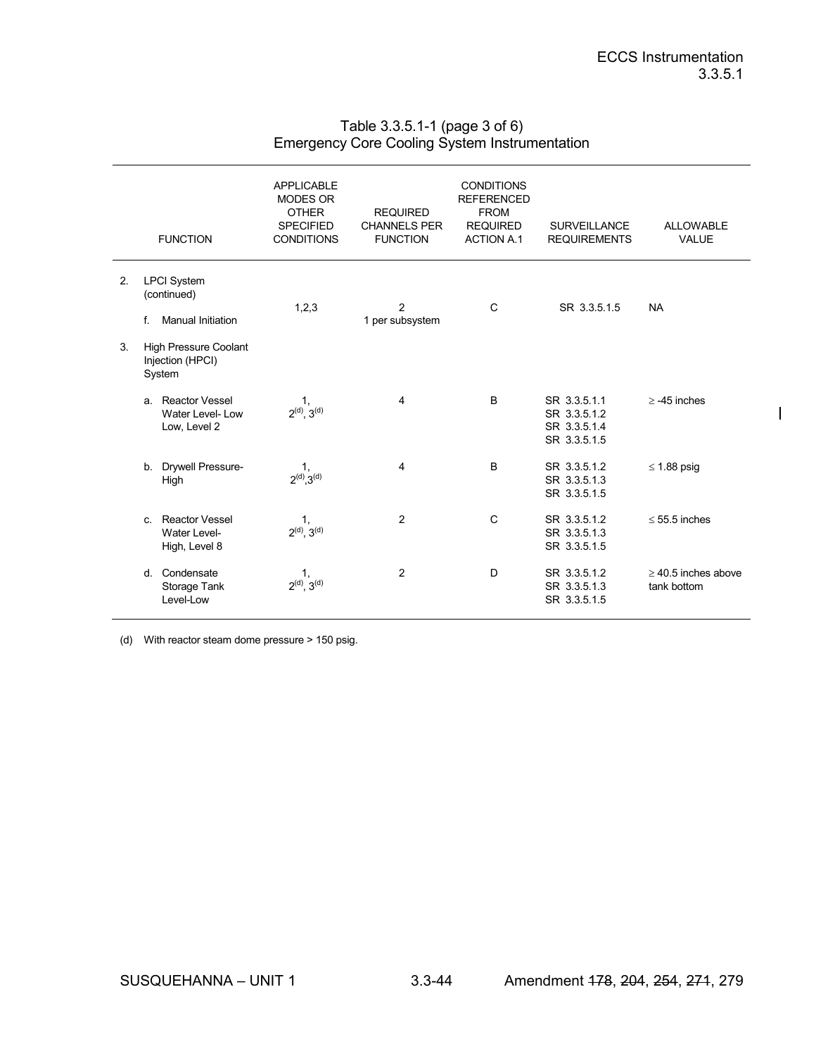Table 3.3.5.1-1 (page 3 of 6)
Emergency Core Cooling System Instrumentation

| FUNCTION | APPLICABLE MODES OR OTHER SPECIFIED CONDITIONS | REQUIRED CHANNELS PER FUNCTION | CONDITIONS REFERENCED FROM REQUIRED ACTION A.1 | SURVEILLANCE REQUIREMENTS | ALLOWABLE VALUE |
|---|---|---|---|---|---|
| 2. LPCI System (continued) | | | | | |
| f. Manual Initiation | 1,2,3 | 2<br>1 per subsystem | C | SR 3.3.5.1.5 | NA |
| 3. High Pressure Coolant Injection (HPCI) System | | | | | |
| a. Reactor Vessel Water Level- Low Low, Level 2 | 1,<br>2[(d)], 3[(d)] | 4 | B | SR 3.3.5.1.1<br>SR 3.3.5.1.2<br>SR 3.3.5.1.4<br>SR 3.3.5.1.5 | ≥ -45 inches |
| b. Drywell Pressure-High | 1,<br>2[(d)],3[(d)] | 4 | B | SR 3.3.5.1.2<br>SR 3.3.5.1.3<br>SR 3.3.5.1.5 | ≤ 1.88 psig |
| c. Reactor Vessel Water Level- High, Level 8 | 1,<br>2[(d)], 3[(d)] | 2 | C | SR 3.3.5.1.2<br>SR 3.3.5.1.3<br>SR 3.3.5.1.5 | ≤ 55.5 inches |
| d. Condensate Storage Tank Level-Low | 1,<br>2[(d)], 3[(d)] | 2 | D | SR 3.3.5.1.2<br>SR 3.3.5.1.3<br>SR 3.3.5.1.5 | ≥ 40.5 inches above tank bottom |

(d) With reactor steam dome pressure > 150 psig.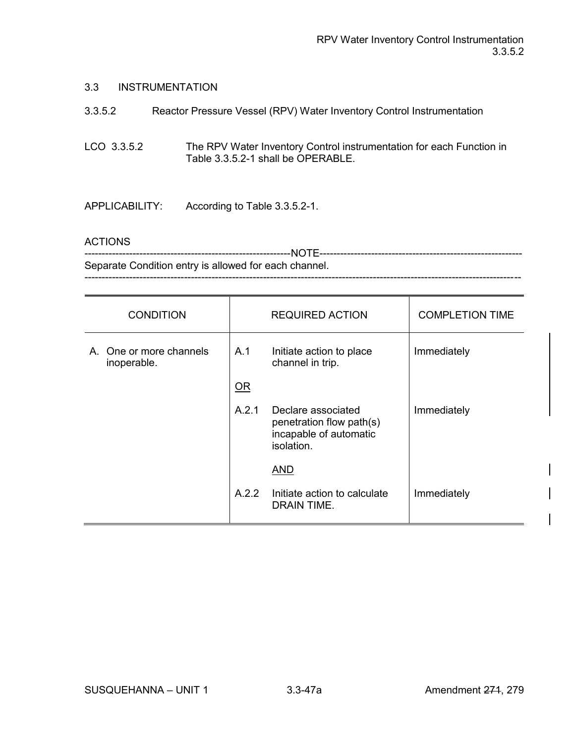## 3.3 INSTRUMENTATION

### 3.3.5.2 Reactor Pressure Vessel (RPV) Water Inventory Control Instrumentation

LCO 3.3.5.2 The RPV Water Inventory Control instrumentation for each Function in Table 3.3.5.2-1 shall be OPERABLE.

APPLICABILITY: According to Table 3.3.5.2-1.

ACTIONS

------------------------------------------------------------NOTE------------------------------------------------------------
Separate Condition entry is allowed for each channel.
------------------------------------------------------------------------------------------------------------------------------

| CONDITION | REQUIRED ACTION | COMPLETION TIME |
|---|---|---|
| A. One or more channels inoperable. | A.1 Initiate action to place channel in trip. | Immediately |
| | <u>OR</u> | |
| | A.2.1 Declare associated penetration flow path(s) incapable of automatic isolation. | Immediately |
| | <u>AND</u> | |
| | A.2.2 Initiate action to calculate DRAIN TIME. | Immediately |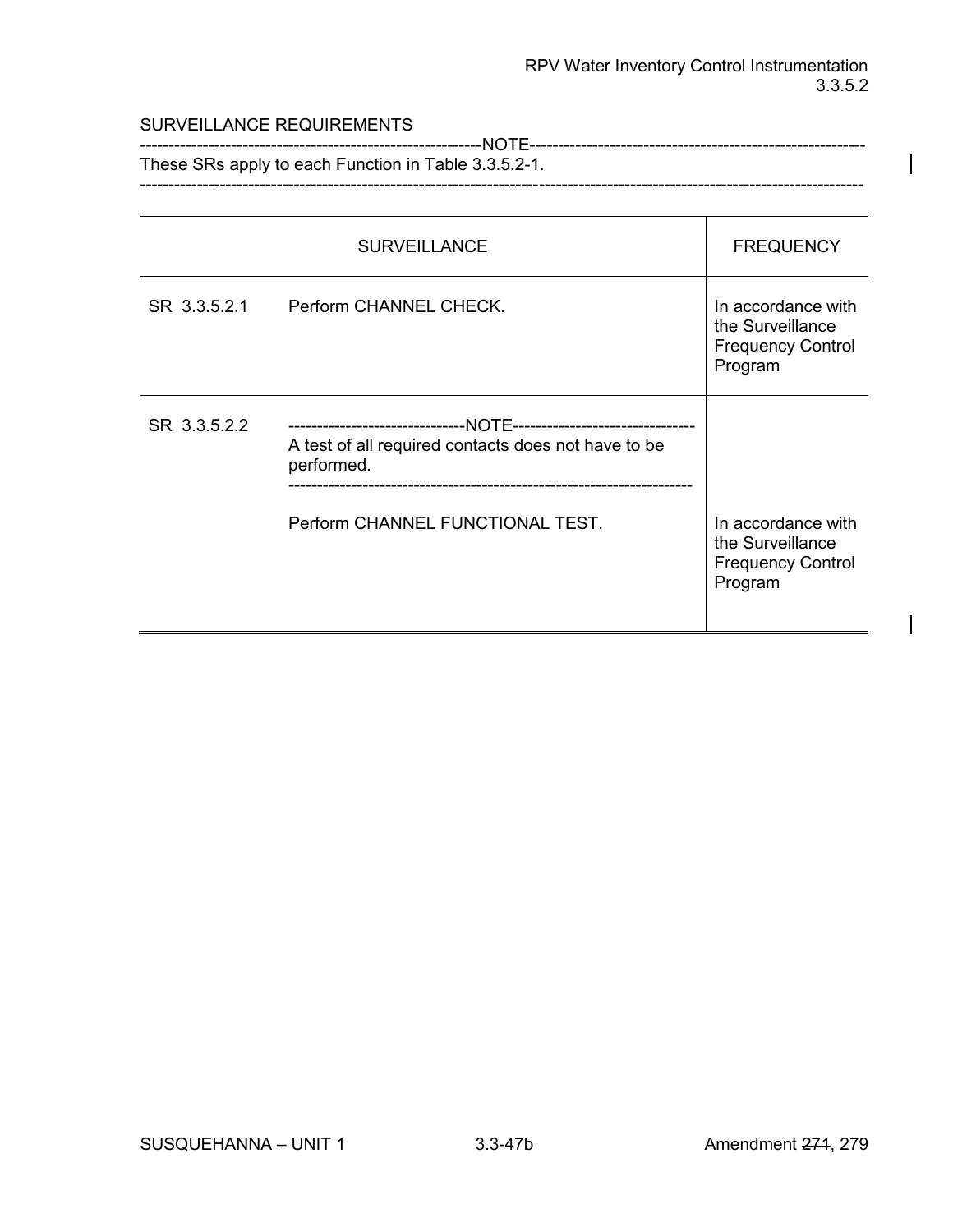SURVEILLANCE REQUIREMENTS

-----------------------------------------------------------NOTE-----------------------------------------------------------
These SRs apply to each Function in Table 3.3.5.2-1.

---

| SURVEILLANCE | | FREQUENCY |
|---|---|---|
| SR 3.3.5.2.1 | Perform CHANNEL CHECK. | In accordance with the Surveillance Frequency Control Program |
| SR 3.3.5.2.2 | -------------------------------NOTE-------------------------------- A test of all required contacts does not have to be performed. -------------------------------------------------------------------- Perform CHANNEL FUNCTIONAL TEST. | In accordance with the Surveillance Frequency Control Program |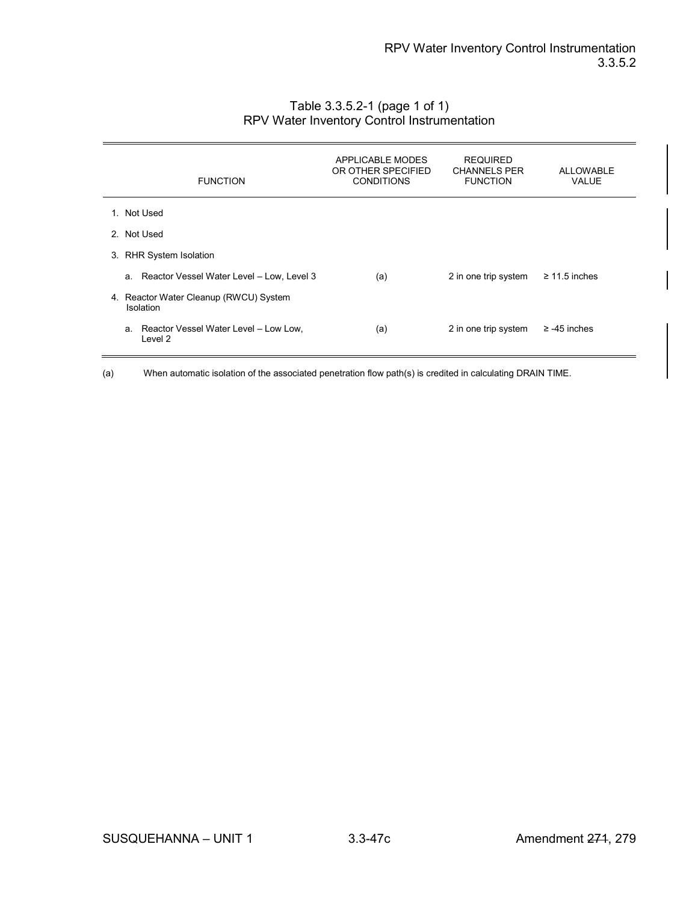Table 3.3.5.2-1 (page 1 of 1)
RPV Water Inventory Control Instrumentation

| FUNCTION | APPLICABLE MODES OR OTHER SPECIFIED CONDITIONS | REQUIRED CHANNELS PER FUNCTION | ALLOWABLE VALUE |
|---|---|---|---|
| 1. Not Used | | | |
| 2. Not Used | | | |
| 3. RHR System Isolation | | | |
| a. Reactor Vessel Water Level – Low, Level 3 | (a) | 2 in one trip system | ≥ 11.5 inches |
| 4. Reactor Water Cleanup (RWCU) System Isolation | | | |
| a. Reactor Vessel Water Level – Low Low, Level 2 | (a) | 2 in one trip system | ≥ -45 inches |

(a) When automatic isolation of the associated penetration flow path(s) is credited in calculating DRAIN TIME.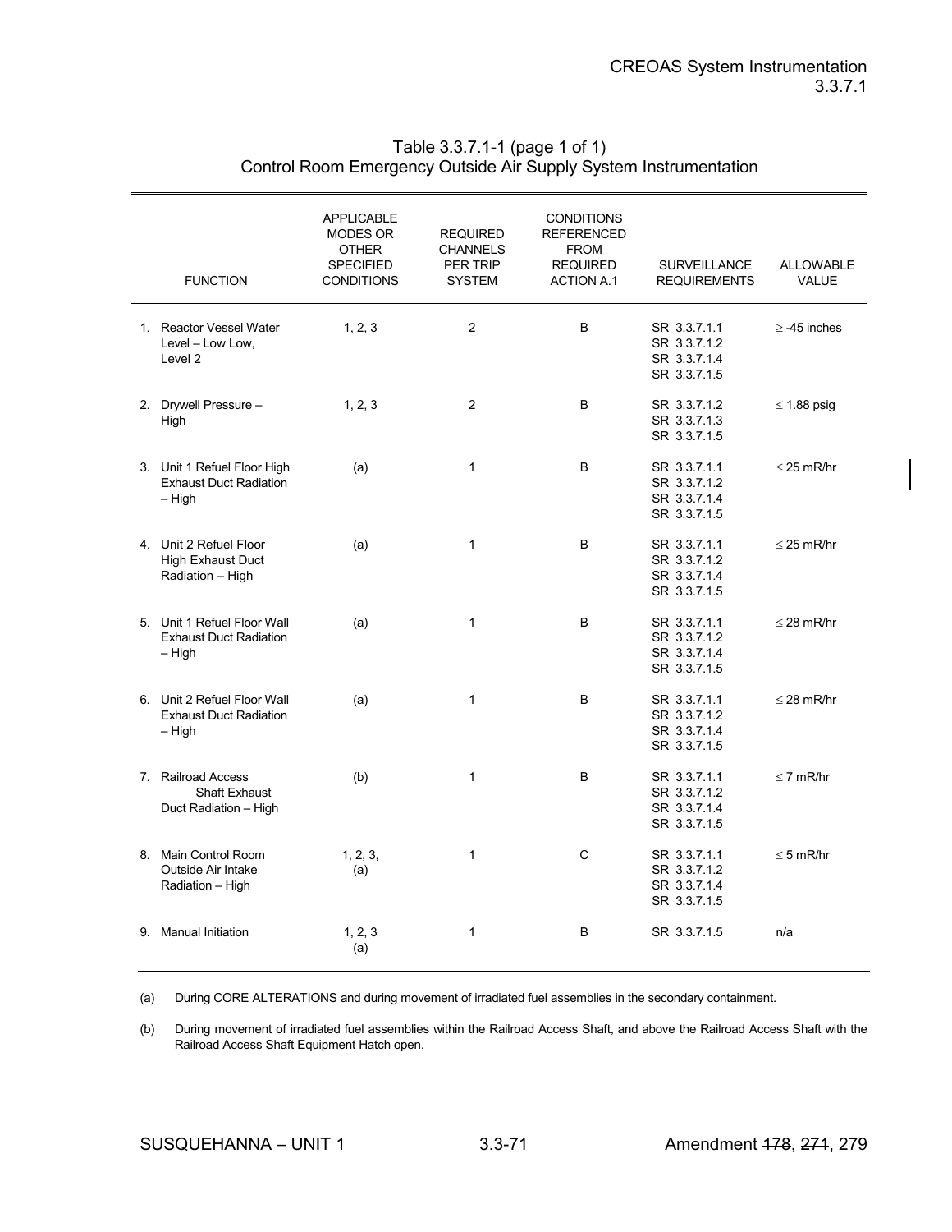Table 3.3.7.1-1 (page 1 of 1)
Control Room Emergency Outside Air Supply System Instrumentation

| FUNCTION | APPLICABLE MODES OR OTHER SPECIFIED CONDITIONS | REQUIRED CHANNELS PER TRIP SYSTEM | CONDITIONS REFERENCED FROM REQUIRED ACTION A.1 | SURVEILLANCE REQUIREMENTS | ALLOWABLE VALUE |
|---|---|---|---|---|---|
| 1. Reactor Vessel Water Level – Low Low, Level 2 | 1, 2, 3 | 2 | B | SR 3.3.7.1.1<br>SR 3.3.7.1.2<br>SR 3.3.7.1.4<br>SR 3.3.7.1.5 | ≥ -45 inches |
| 2. Drywell Pressure – High | 1, 2, 3 | 2 | B | SR 3.3.7.1.2<br>SR 3.3.7.1.3<br>SR 3.3.7.1.5 | ≤ 1.88 psig |
| 3. Unit 1 Refuel Floor High Exhaust Duct Radiation – High | (a) | 1 | B | SR 3.3.7.1.1<br>SR 3.3.7.1.2<br>SR 3.3.7.1.4<br>SR 3.3.7.1.5 | ≤ 25 mR/hr |
| 4. Unit 2 Refuel Floor High Exhaust Duct Radiation – High | (a) | 1 | B | SR 3.3.7.1.1<br>SR 3.3.7.1.2<br>SR 3.3.7.1.4<br>SR 3.3.7.1.5 | ≤ 25 mR/hr |
| 5. Unit 1 Refuel Floor Wall Exhaust Duct Radiation – High | (a) | 1 | B | SR 3.3.7.1.1<br>SR 3.3.7.1.2<br>SR 3.3.7.1.4<br>SR 3.3.7.1.5 | ≤ 28 mR/hr |
| 6. Unit 2 Refuel Floor Wall Exhaust Duct Radiation – High | (a) | 1 | B | SR 3.3.7.1.1<br>SR 3.3.7.1.2<br>SR 3.3.7.1.4<br>SR 3.3.7.1.5 | ≤ 28 mR/hr |
| 7. Railroad Access Shaft Exhaust Duct Radiation – High | (b) | 1 | B | SR 3.3.7.1.1<br>SR 3.3.7.1.2<br>SR 3.3.7.1.4<br>SR 3.3.7.1.5 | ≤ 7 mR/hr |
| 8. Main Control Room Outside Air Intake Radiation – High | 1, 2, 3, (a) | 1 | C | SR 3.3.7.1.1<br>SR 3.3.7.1.2<br>SR 3.3.7.1.4<br>SR 3.3.7.1.5 | ≤ 5 mR/hr |
| 9. Manual Initiation | 1, 2, 3 (a) | 1 | B | SR 3.3.7.1.5 | n/a |

(a) During CORE ALTERATIONS and during movement of irradiated fuel assemblies in the secondary containment.

(b) During movement of irradiated fuel assemblies within the Railroad Access Shaft, and above the Railroad Access Shaft with the Railroad Access Shaft Equipment Hatch open.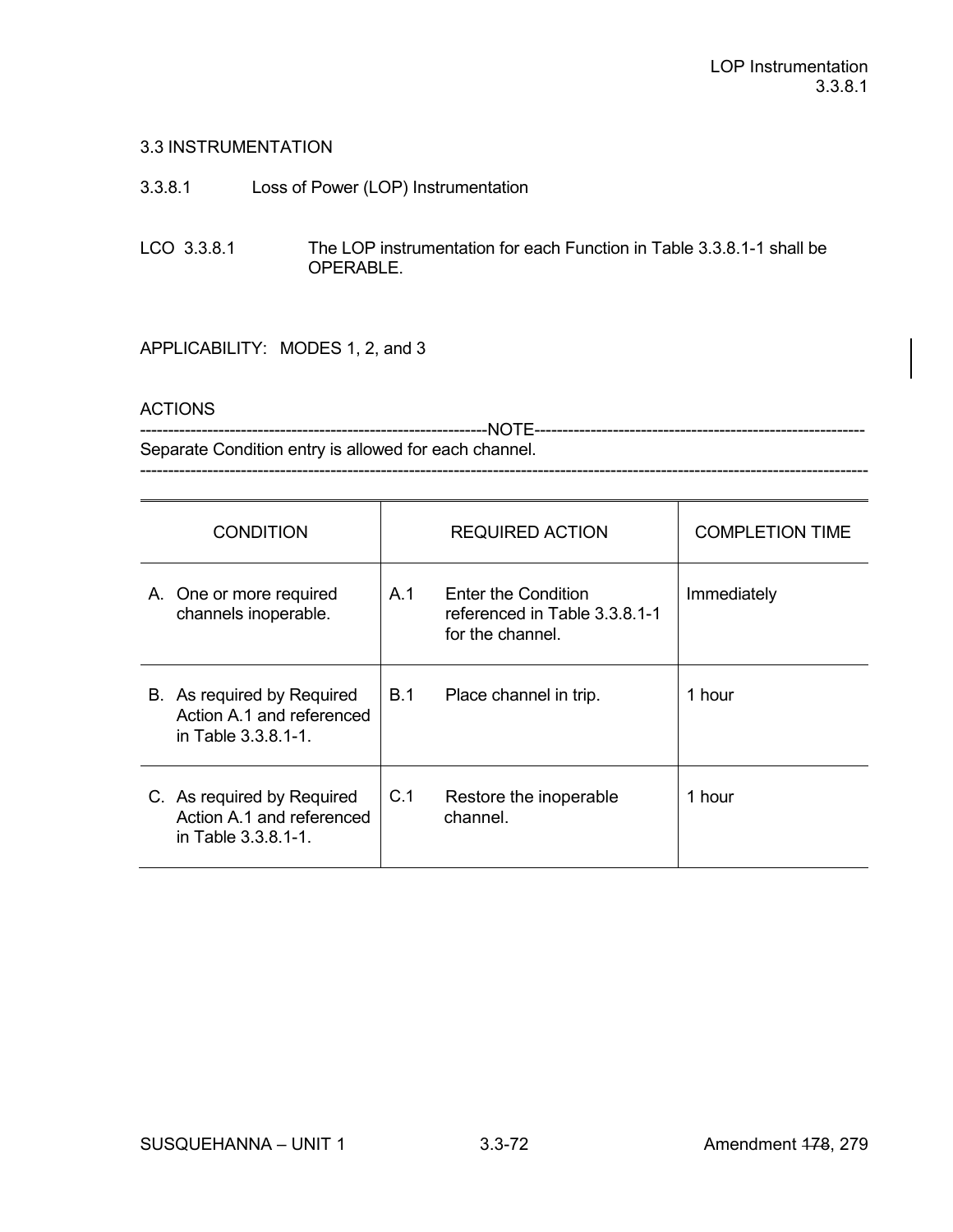## 3.3 INSTRUMENTATION

### 3.3.8.1 Loss of Power (LOP) Instrumentation

LCO 3.3.8.1 The LOP instrumentation for each Function in Table 3.3.8.1-1 shall be OPERABLE.

APPLICABILITY: MODES 1, 2, and 3

ACTIONS

------------------------------------------------------------NOTE------------------------------------------------------------
Separate Condition entry is allowed for each channel.
------------------------------------------------------------------------------------------------------------------------------------

| CONDITION | REQUIRED ACTION | COMPLETION TIME |
|---|---|---|
| A. One or more required channels inoperable. | A.1 Enter the Condition referenced in Table 3.3.8.1-1 for the channel. | Immediately |
| B. As required by Required Action A.1 and referenced in Table 3.3.8.1-1. | B.1 Place channel in trip. | 1 hour |
| C. As required by Required Action A.1 and referenced in Table 3.3.8.1-1. | C.1 Restore the inoperable channel. | 1 hour |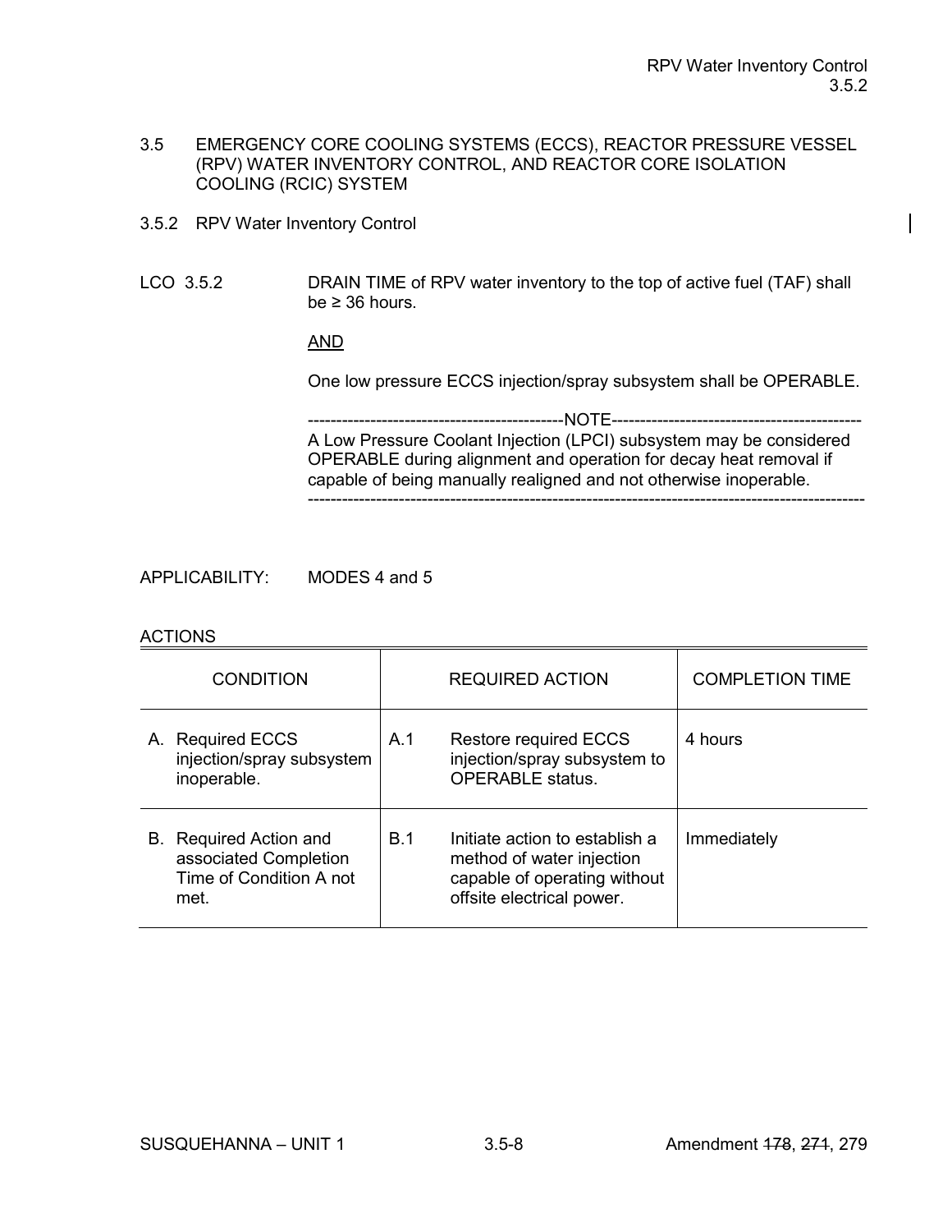## 3.5 EMERGENCY CORE COOLING SYSTEMS (ECCS), REACTOR PRESSURE VESSEL (RPV) WATER INVENTORY CONTROL, AND REACTOR CORE ISOLATION COOLING (RCIC) SYSTEM

### 3.5.2 RPV Water Inventory Control

LCO 3.5.2 DRAIN TIME of RPV water inventory to the top of active fuel (TAF) shall be ≥ 36 hours.

AND

One low pressure ECCS injection/spray subsystem shall be OPERABLE.

-----------------------------------------NOTE-----------------------------------------

A Low Pressure Coolant Injection (LPCI) subsystem may be considered OPERABLE during alignment and operation for decay heat removal if capable of being manually realigned and not otherwise inoperable.

------------------------------------------------------------------------------------------

APPLICABILITY: MODES 4 and 5

ACTIONS

| CONDITION | REQUIRED ACTION | | COMPLETION TIME |
|---|---|---|---|
| A. Required ECCS injection/spray subsystem inoperable. | A.1 | Restore required ECCS injection/spray subsystem to OPERABLE status. | 4 hours |
| B. Required Action and associated Completion Time of Condition A not met. | B.1 | Initiate action to establish a method of water injection capable of operating without offsite electrical power. | Immediately |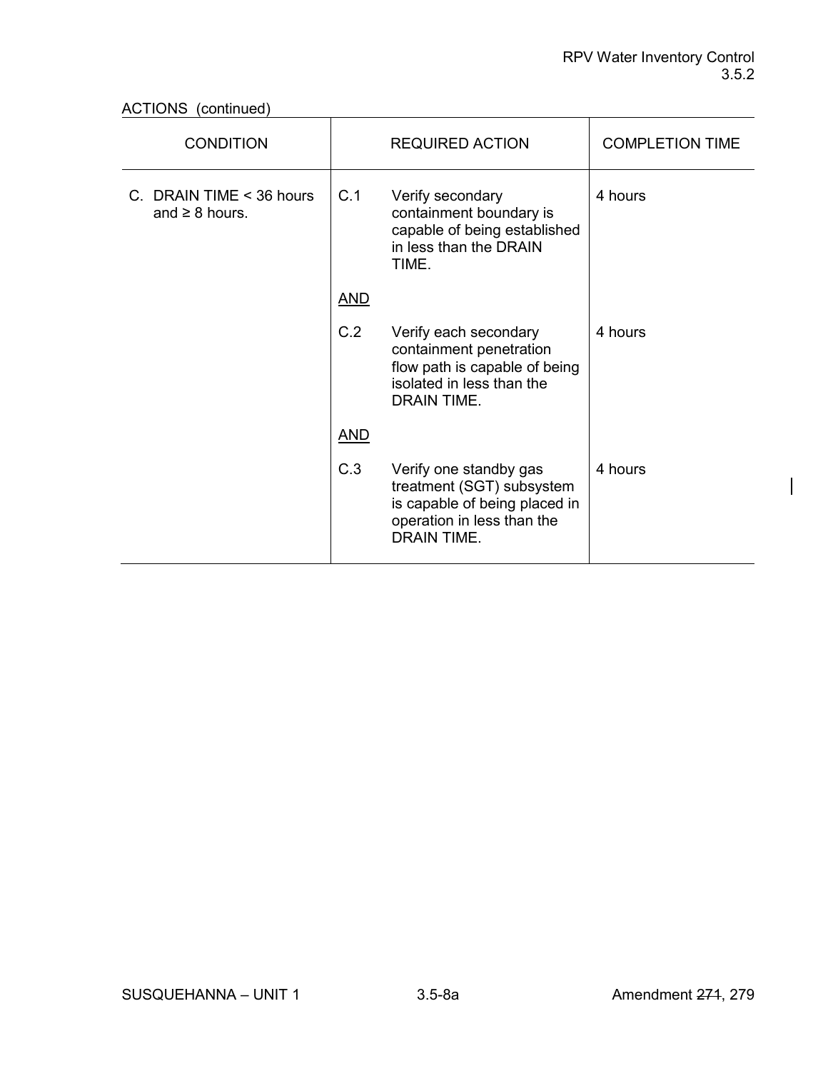ACTIONS (continued)

| CONDITION | REQUIRED ACTION | | COMPLETION TIME |
|---|---|---|---|
| C. DRAIN TIME < 36 hours and ≥ 8 hours. | C.1 | Verify secondary containment boundary is capable of being established in less than the DRAIN TIME. | 4 hours |
| | <u>AND</u> | | |
| | C.2 | Verify each secondary containment penetration flow path is capable of being isolated in less than the DRAIN TIME. | 4 hours |
| | <u>AND</u> | | |
| | C.3 | Verify one standby gas treatment (SGT) subsystem is capable of being placed in operation in less than the DRAIN TIME. | 4 hours |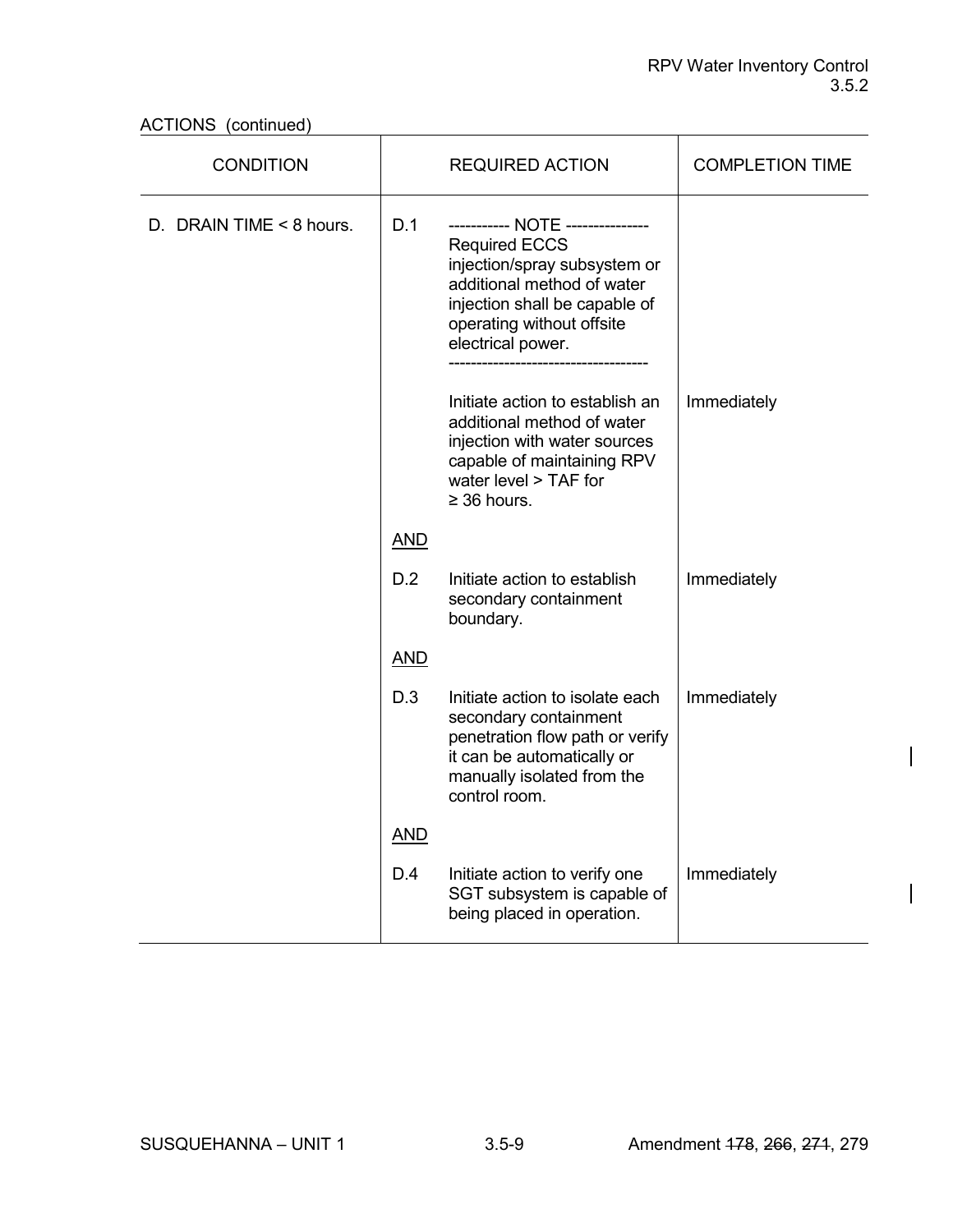ACTIONS (continued)

| CONDITION | REQUIRED ACTION | | COMPLETION TIME |
|---|---|---|---|
| D. DRAIN TIME < 8 hours. | D.1 | ----------- NOTE --------------- Required ECCS injection/spray subsystem or additional method of water injection shall be capable of operating without offsite electrical power. ----------------------------------- | |
| | | Initiate action to establish an additional method of water injection with water sources capable of maintaining RPV water level > TAF for ≥ 36 hours. | Immediately |
| | <u>AND</u> | | |
| | D.2 | Initiate action to establish secondary containment boundary. | Immediately |
| | <u>AND</u> | | |
| | D.3 | Initiate action to isolate each secondary containment penetration flow path or verify it can be automatically or manually isolated from the control room. | Immediately |
| | <u>AND</u> | | |
| | D.4 | Initiate action to verify one SGT subsystem is capable of being placed in operation. | Immediately |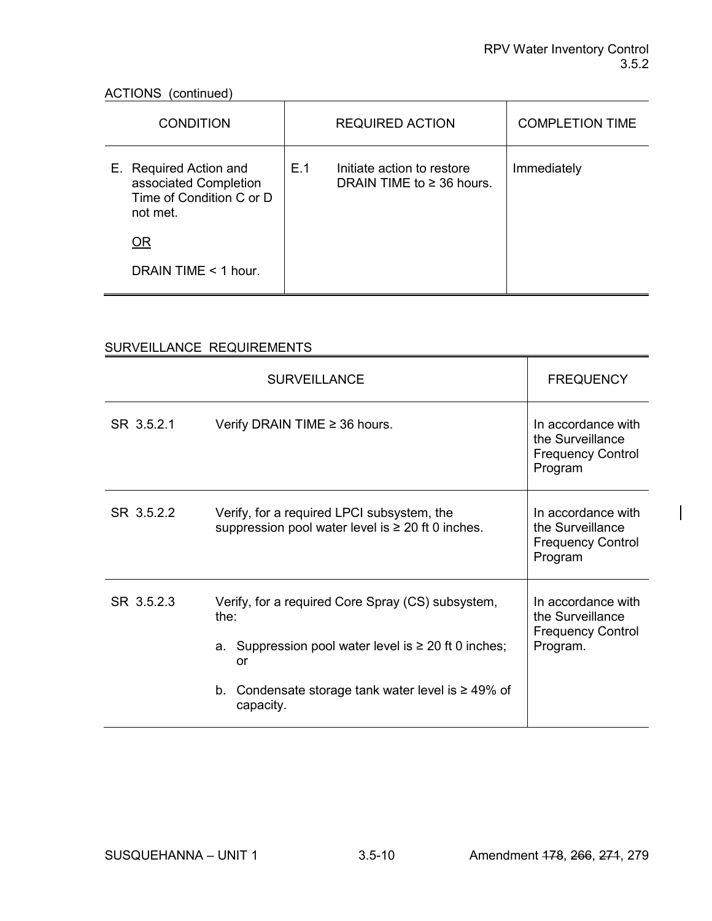ACTIONS (continued)

| CONDITION | REQUIRED ACTION | | COMPLETION TIME |
|---|---|---|---|
| E. Required Action and associated Completion Time of Condition C or D not met.<br><br><u>OR</u><br><br>DRAIN TIME < 1 hour. | E.1 | Initiate action to restore DRAIN TIME to ≥ 36 hours. | Immediately |

SURVEILLANCE REQUIREMENTS

| SURVEILLANCE | | FREQUENCY |
|---|---|---|
| SR 3.5.2.1 | Verify DRAIN TIME ≥ 36 hours. | In accordance with the Surveillance Frequency Control Program |
| SR 3.5.2.2 | Verify, for a required LPCI subsystem, the suppression pool water level is ≥ 20 ft 0 inches. | In accordance with the Surveillance Frequency Control Program |
| SR 3.5.2.3 | Verify, for a required Core Spray (CS) subsystem, the:<br><br>a. Suppression pool water level is ≥ 20 ft 0 inches; or<br><br>b. Condensate storage tank water level is ≥ 49% of capacity. | In accordance with the Surveillance Frequency Control Program. |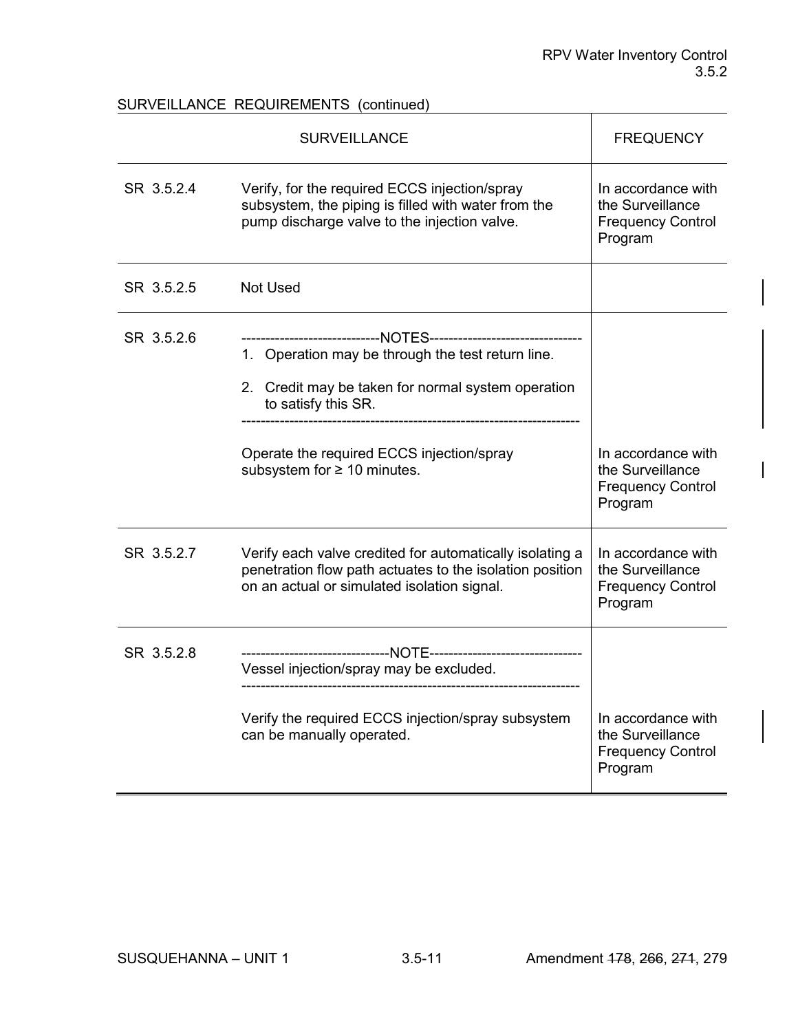SURVEILLANCE REQUIREMENTS (continued)

| SURVEILLANCE | | FREQUENCY |
|---|---|---|
| SR 3.5.2.4 | Verify, for the required ECCS injection/spray subsystem, the piping is filled with water from the pump discharge valve to the injection valve. | In accordance with the Surveillance Frequency Control Program |
| SR 3.5.2.5 | Not Used | |
| SR 3.5.2.6 | -----------------------------NOTES-------------------------------- <br>1. Operation may be through the test return line. <br>2. Credit may be taken for normal system operation to satisfy this SR. <br>--------------------------------------------------------------------- <br>Operate the required ECCS injection/spray subsystem for ≥ 10 minutes. | In accordance with the Surveillance Frequency Control Program |
| SR 3.5.2.7 | Verify each valve credited for automatically isolating a penetration flow path actuates to the isolation position on an actual or simulated isolation signal. | In accordance with the Surveillance Frequency Control Program |
| SR 3.5.2.8 | -------------------------------NOTE-------------------------------- <br>Vessel injection/spray may be excluded. <br>--------------------------------------------------------------------- <br>Verify the required ECCS injection/spray subsystem can be manually operated. | In accordance with the Surveillance Frequency Control Program |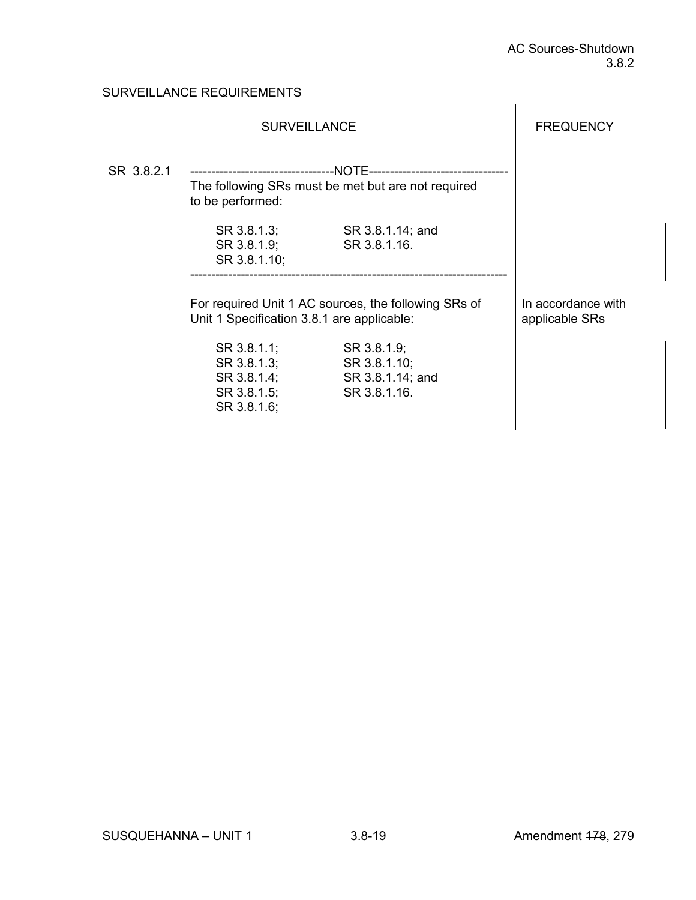## SURVEILLANCE REQUIREMENTS

| SURVEILLANCE | | FREQUENCY |
|---|---|---|
| SR 3.8.2.1 | -----------------------------------NOTE----------------------------------<br>The following SRs must be met but are not required to be performed:<br><br>SR 3.8.1.3;   SR 3.8.1.14; and<br>SR 3.8.1.9;   SR 3.8.1.16.<br>SR 3.8.1.10;<br>--------------------------------------------------------------------------<br><br>For required Unit 1 AC sources, the following SRs of Unit 1 Specification 3.8.1 are applicable:<br><br>SR 3.8.1.1;   SR 3.8.1.9;<br>SR 3.8.1.3;   SR 3.8.1.10;<br>SR 3.8.1.4;   SR 3.8.1.14; and<br>SR 3.8.1.5;   SR 3.8.1.16.<br>SR 3.8.1.6; | In accordance with applicable SRs |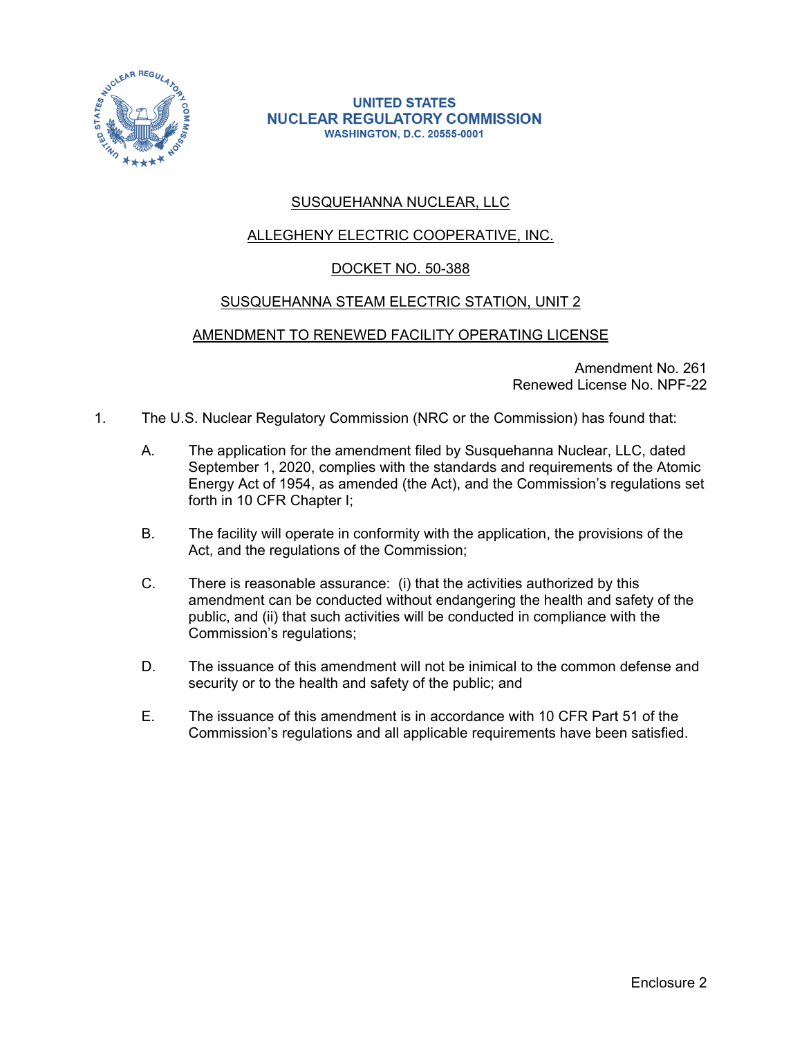UNITED STATES
NUCLEAR REGULATORY COMMISSION
WASHINGTON, D.C. 20555-0001

SUSQUEHANNA NUCLEAR, LLC

ALLEGHENY ELECTRIC COOPERATIVE, INC.

DOCKET NO. 50-388

SUSQUEHANNA STEAM ELECTRIC STATION, UNIT 2

AMENDMENT TO RENEWED FACILITY OPERATING LICENSE

Amendment No. 261
Renewed License No. NPF-22

1. The U.S. Nuclear Regulatory Commission (NRC or the Commission) has found that:

   A. The application for the amendment filed by Susquehanna Nuclear, LLC, dated September 1, 2020, complies with the standards and requirements of the Atomic Energy Act of 1954, as amended (the Act), and the Commission's regulations set forth in 10 CFR Chapter I;

   B. The facility will operate in conformity with the application, the provisions of the Act, and the regulations of the Commission;

   C. There is reasonable assurance: (i) that the activities authorized by this amendment can be conducted without endangering the health and safety of the public, and (ii) that such activities will be conducted in compliance with the Commission's regulations;

   D. The issuance of this amendment will not be inimical to the common defense and security or to the health and safety of the public; and

   E. The issuance of this amendment is in accordance with 10 CFR Part 51 of the Commission's regulations and all applicable requirements have been satisfied.

Enclosure 2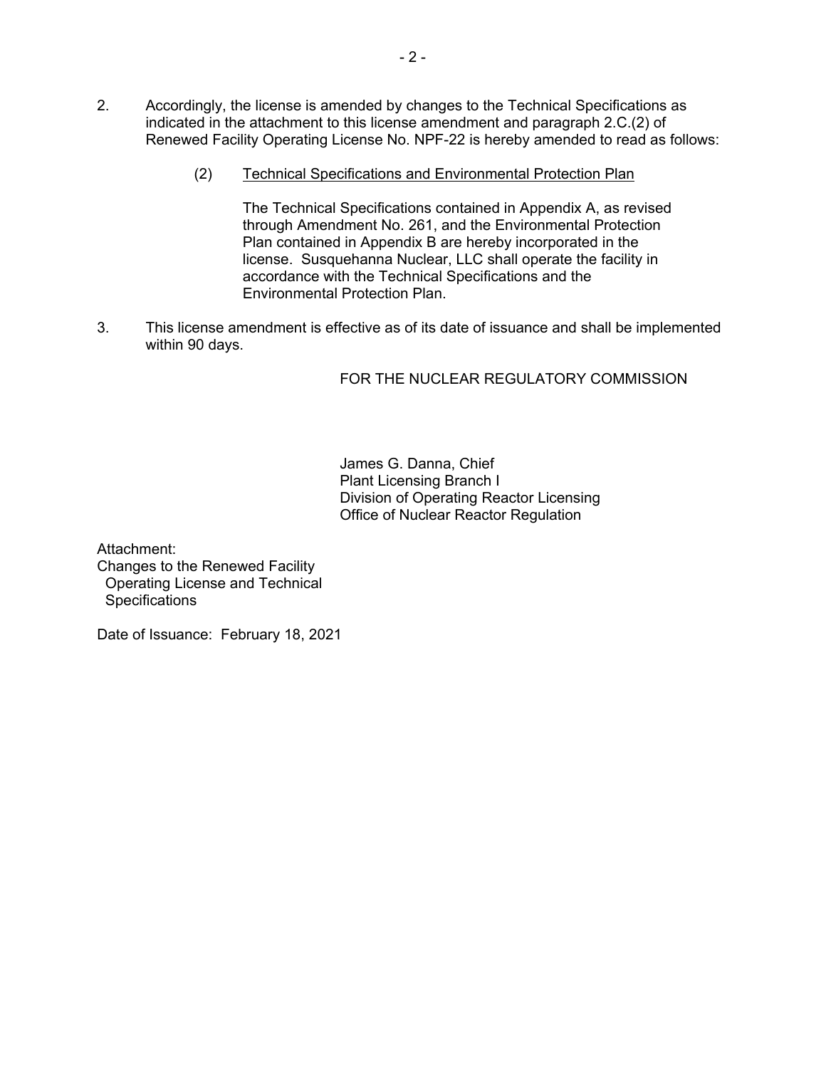2. Accordingly, the license is amended by changes to the Technical Specifications as indicated in the attachment to this license amendment and paragraph 2.C.(2) of Renewed Facility Operating License No. NPF-22 is hereby amended to read as follows:

   (2) Technical Specifications and Environmental Protection Plan

   The Technical Specifications contained in Appendix A, as revised through Amendment No. 261, and the Environmental Protection Plan contained in Appendix B are hereby incorporated in the license. Susquehanna Nuclear, LLC shall operate the facility in accordance with the Technical Specifications and the Environmental Protection Plan.

3. This license amendment is effective as of its date of issuance and shall be implemented within 90 days.

FOR THE NUCLEAR REGULATORY COMMISSION

James G. Danna, Chief
Plant Licensing Branch I
Division of Operating Reactor Licensing
Office of Nuclear Reactor Regulation

Attachment:
Changes to the Renewed Facility Operating License and Technical Specifications

Date of Issuance: February 18, 2021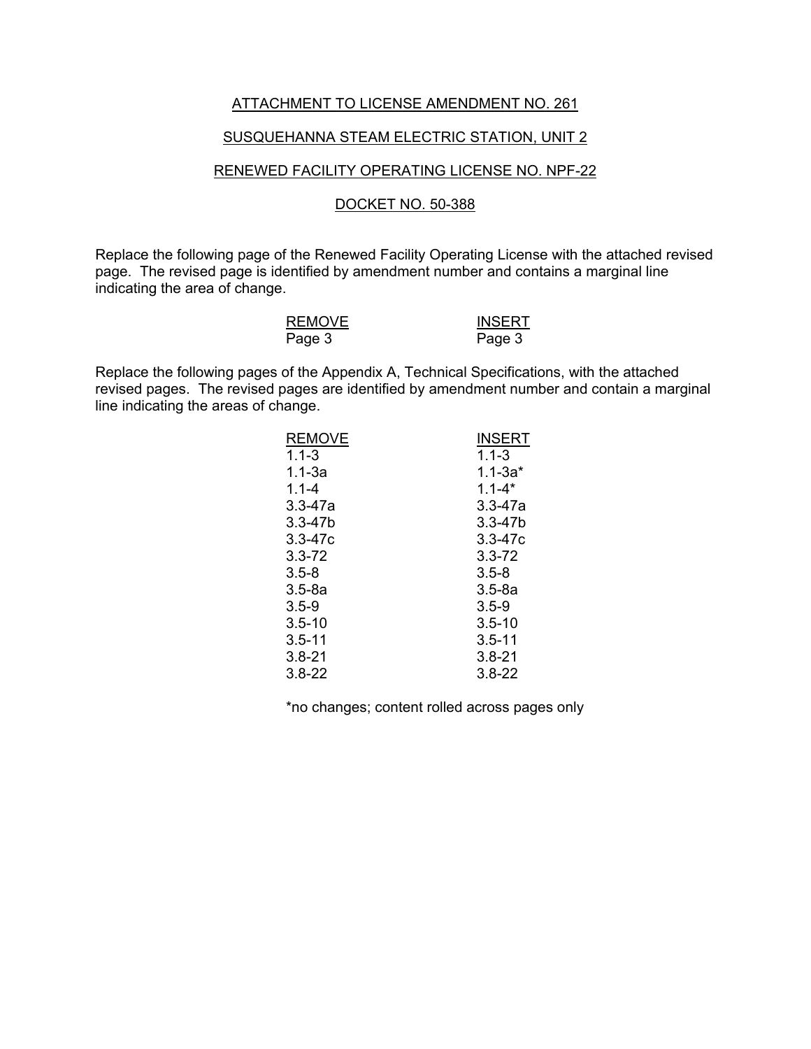ATTACHMENT TO LICENSE AMENDMENT NO. 261

SUSQUEHANNA STEAM ELECTRIC STATION, UNIT 2

RENEWED FACILITY OPERATING LICENSE NO. NPF-22

DOCKET NO. 50-388

Replace the following page of the Renewed Facility Operating License with the attached revised page. The revised page is identified by amendment number and contains a marginal line indicating the area of change.

| REMOVE | INSERT |
|---|---|
| Page 3 | Page 3 |

Replace the following pages of the Appendix A, Technical Specifications, with the attached revised pages. The revised pages are identified by amendment number and contain a marginal line indicating the areas of change.

| REMOVE | INSERT |
|---|---|
| 1.1-3 | 1.1-3 |
| 1.1-3a | 1.1-3a* |
| 1.1-4 | 1.1-4* |
| 3.3-47a | 3.3-47a |
| 3.3-47b | 3.3-47b |
| 3.3-47c | 3.3-47c |
| 3.3-72 | 3.3-72 |
| 3.5-8 | 3.5-8 |
| 3.5-8a | 3.5-8a |
| 3.5-9 | 3.5-9 |
| 3.5-10 | 3.5-10 |
| 3.5-11 | 3.5-11 |
| 3.8-21 | 3.8-21 |
| 3.8-22 | 3.8-22 |

*no changes; content rolled across pages only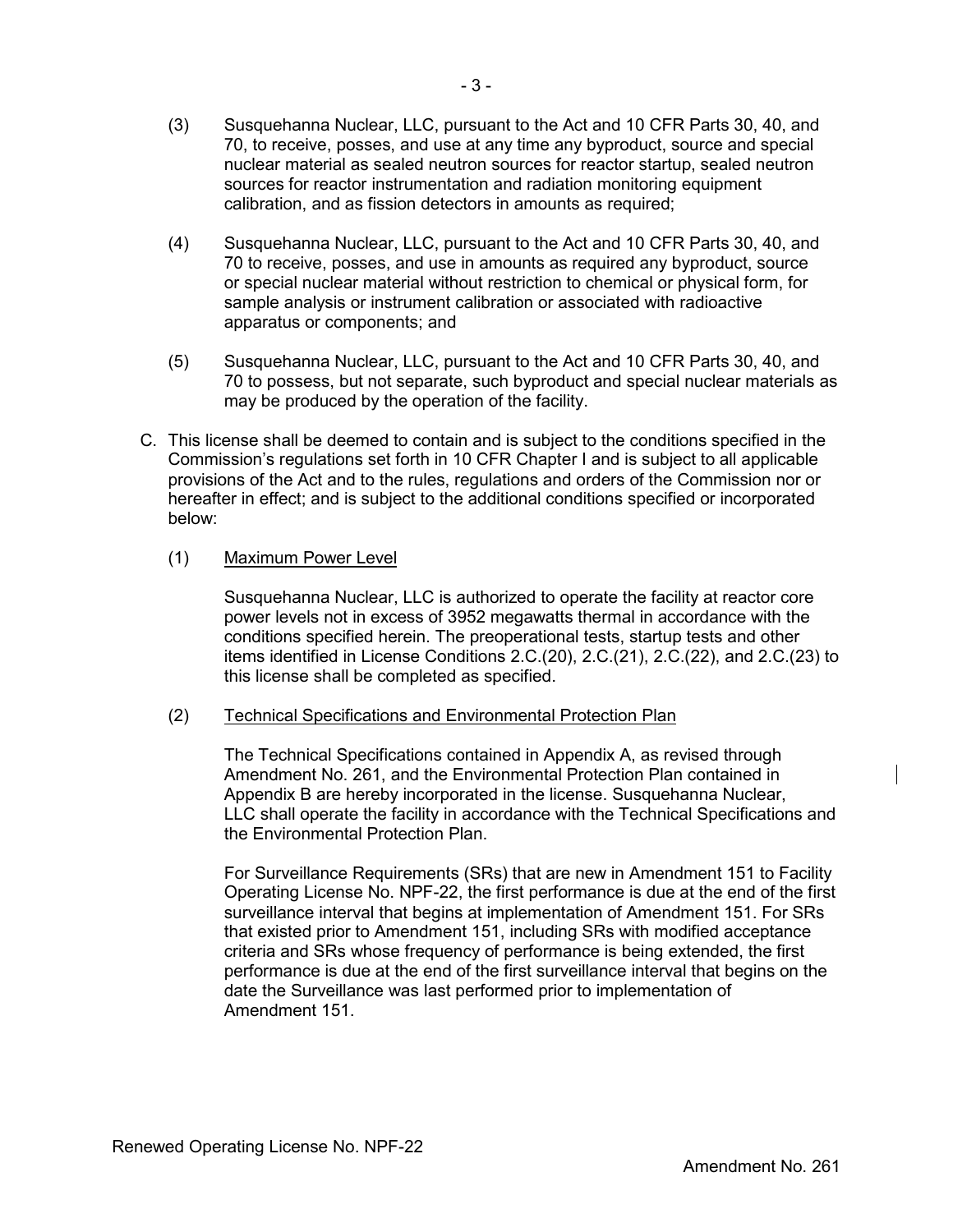(3) Susquehanna Nuclear, LLC, pursuant to the Act and 10 CFR Parts 30, 40, and 70, to receive, posses, and use at any time any byproduct, source and special nuclear material as sealed neutron sources for reactor startup, sealed neutron sources for reactor instrumentation and radiation monitoring equipment calibration, and as fission detectors in amounts as required;

(4) Susquehanna Nuclear, LLC, pursuant to the Act and 10 CFR Parts 30, 40, and 70 to receive, posses, and use in amounts as required any byproduct, source or special nuclear material without restriction to chemical or physical form, for sample analysis or instrument calibration or associated with radioactive apparatus or components; and

(5) Susquehanna Nuclear, LLC, pursuant to the Act and 10 CFR Parts 30, 40, and 70 to possess, but not separate, such byproduct and special nuclear materials as may be produced by the operation of the facility.

C. This license shall be deemed to contain and is subject to the conditions specified in the Commission's regulations set forth in 10 CFR Chapter I and is subject to all applicable provisions of the Act and to the rules, regulations and orders of the Commission nor or hereafter in effect; and is subject to the additional conditions specified or incorporated below:

(1) Maximum Power Level

Susquehanna Nuclear, LLC is authorized to operate the facility at reactor core power levels not in excess of 3952 megawatts thermal in accordance with the conditions specified herein. The preoperational tests, startup tests and other items identified in License Conditions 2.C.(20), 2.C.(21), 2.C.(22), and 2.C.(23) to this license shall be completed as specified.

(2) Technical Specifications and Environmental Protection Plan

The Technical Specifications contained in Appendix A, as revised through Amendment No. 261, and the Environmental Protection Plan contained in Appendix B are hereby incorporated in the license. Susquehanna Nuclear, LLC shall operate the facility in accordance with the Technical Specifications and the Environmental Protection Plan.

For Surveillance Requirements (SRs) that are new in Amendment 151 to Facility Operating License No. NPF-22, the first performance is due at the end of the first surveillance interval that begins at implementation of Amendment 151. For SRs that existed prior to Amendment 151, including SRs with modified acceptance criteria and SRs whose frequency of performance is being extended, the first performance is due at the end of the first surveillance interval that begins on the date the Surveillance was last performed prior to implementation of Amendment 151.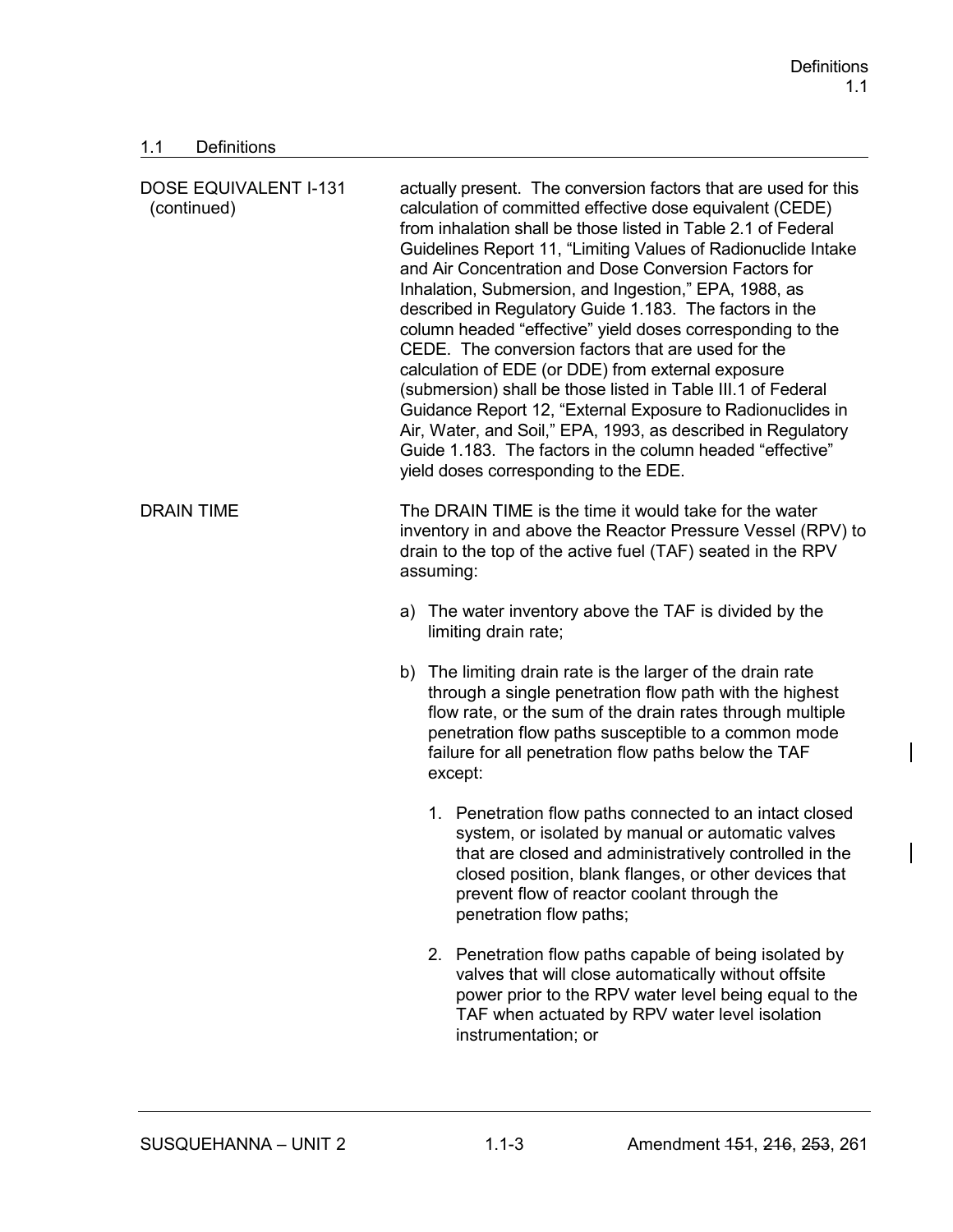## 1.1 Definitions

DOSE EQUIVALENT I-131 (continued)

actually present. The conversion factors that are used for this calculation of committed effective dose equivalent (CEDE) from inhalation shall be those listed in Table 2.1 of Federal Guidelines Report 11, “Limiting Values of Radionuclide Intake and Air Concentration and Dose Conversion Factors for Inhalation, Submersion, and Ingestion,” EPA, 1988, as described in Regulatory Guide 1.183. The factors in the column headed “effective” yield doses corresponding to the CEDE. The conversion factors that are used for the calculation of EDE (or DDE) from external exposure (submersion) shall be those listed in Table III.1 of Federal Guidance Report 12, “External Exposure to Radionuclides in Air, Water, and Soil,” EPA, 1993, as described in Regulatory Guide 1.183. The factors in the column headed “effective” yield doses corresponding to the EDE.

DRAIN TIME

The DRAIN TIME is the time it would take for the water inventory in and above the Reactor Pressure Vessel (RPV) to drain to the top of the active fuel (TAF) seated in the RPV assuming:

a) The water inventory above the TAF is divided by the limiting drain rate;

b) The limiting drain rate is the larger of the drain rate through a single penetration flow path with the highest flow rate, or the sum of the drain rates through multiple penetration flow paths susceptible to a common mode failure for all penetration flow paths below the TAF except:

   1. Penetration flow paths connected to an intact closed system, or isolated by manual or automatic valves that are closed and administratively controlled in the closed position, blank flanges, or other devices that prevent flow of reactor coolant through the penetration flow paths;

   2. Penetration flow paths capable of being isolated by valves that will close automatically without offsite power prior to the RPV water level being equal to the TAF when actuated by RPV water level isolation instrumentation; or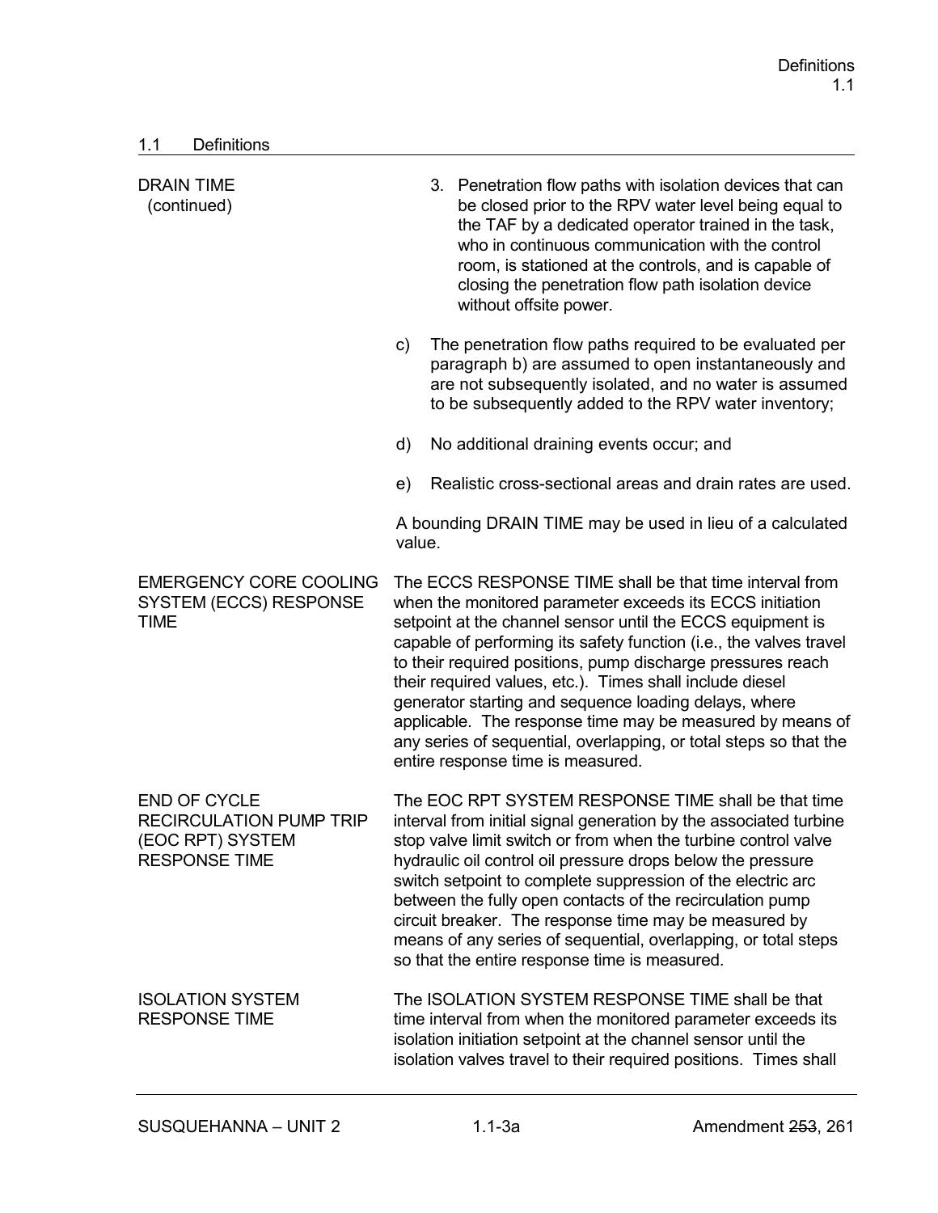1.1 Definitions

| | |
|---|---|
| DRAIN TIME (continued) | 3. Penetration flow paths with isolation devices that can be closed prior to the RPV water level being equal to the TAF by a dedicated operator trained in the task, who in continuous communication with the control room, is stationed at the controls, and is capable of closing the penetration flow path isolation device without offsite power. <br><br> c) The penetration flow paths required to be evaluated per paragraph b) are assumed to open instantaneously and are not subsequently isolated, and no water is assumed to be subsequently added to the RPV water inventory; <br><br> d) No additional draining events occur; and <br><br> e) Realistic cross-sectional areas and drain rates are used. <br><br> A bounding DRAIN TIME may be used in lieu of a calculated value. |
| EMERGENCY CORE COOLING SYSTEM (ECCS) RESPONSE TIME | The ECCS RESPONSE TIME shall be that time interval from when the monitored parameter exceeds its ECCS initiation setpoint at the channel sensor until the ECCS equipment is capable of performing its safety function (i.e., the valves travel to their required positions, pump discharge pressures reach their required values, etc.). Times shall include diesel generator starting and sequence loading delays, where applicable. The response time may be measured by means of any series of sequential, overlapping, or total steps so that the entire response time is measured. |
| END OF CYCLE RECIRCULATION PUMP TRIP (EOC RPT) SYSTEM RESPONSE TIME | The EOC RPT SYSTEM RESPONSE TIME shall be that time interval from initial signal generation by the associated turbine stop valve limit switch or from when the turbine control valve hydraulic oil control oil pressure drops below the pressure switch setpoint to complete suppression of the electric arc between the fully open contacts of the recirculation pump circuit breaker. The response time may be measured by means of any series of sequential, overlapping, or total steps so that the entire response time is measured. |
| ISOLATION SYSTEM RESPONSE TIME | The ISOLATION SYSTEM RESPONSE TIME shall be that time interval from when the monitored parameter exceeds its isolation initiation setpoint at the channel sensor until the isolation valves travel to their required positions. Times shall |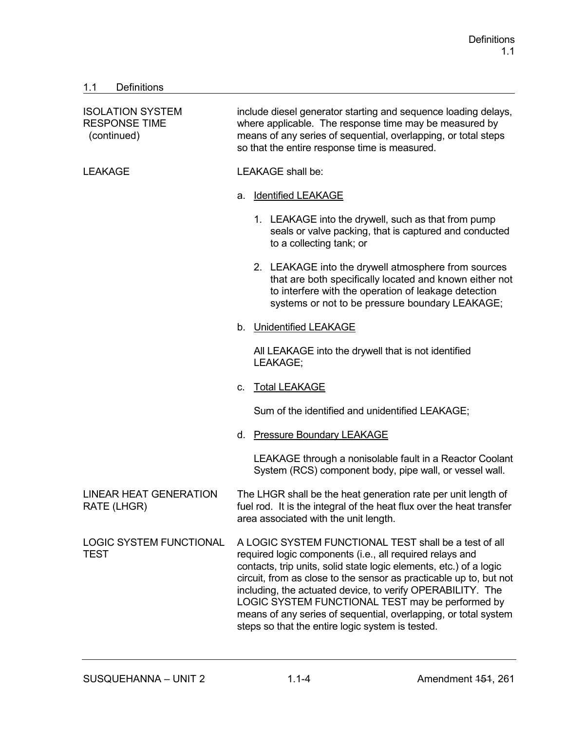## 1.1 Definitions

| | |
|---|---|
| ISOLATION SYSTEM RESPONSE TIME (continued) | include diesel generator starting and sequence loading delays, where applicable. The response time may be measured by means of any series of sequential, overlapping, or total steps so that the entire response time is measured. |
| LEAKAGE | LEAKAGE shall be: |

**LEAKAGE** (continued)

a. Identified LEAKAGE

1. LEAKAGE into the drywell, such as that from pump seals or valve packing, that is captured and conducted to a collecting tank; or

2. LEAKAGE into the drywell atmosphere from sources that are both specifically located and known either not to interfere with the operation of leakage detection systems or not to be pressure boundary LEAKAGE;

b. Unidentified LEAKAGE

All LEAKAGE into the drywell that is not identified LEAKAGE;

c. Total LEAKAGE

Sum of the identified and unidentified LEAKAGE;

d. Pressure Boundary LEAKAGE

LEAKAGE through a nonisolable fault in a Reactor Coolant System (RCS) component body, pipe wall, or vessel wall.

| | |
|---|---|
| LINEAR HEAT GENERATION RATE (LHGR) | The LHGR shall be the heat generation rate per unit length of fuel rod. It is the integral of the heat flux over the heat transfer area associated with the unit length. |
| LOGIC SYSTEM FUNCTIONAL TEST | A LOGIC SYSTEM FUNCTIONAL TEST shall be a test of all required logic components (i.e., all required relays and contacts, trip units, solid state logic elements, etc.) of a logic circuit, from as close to the sensor as practicable up to, but not including, the actuated device, to verify OPERABILITY. The LOGIC SYSTEM FUNCTIONAL TEST may be performed by means of any series of sequential, overlapping, or total system steps so that the entire logic system is tested. |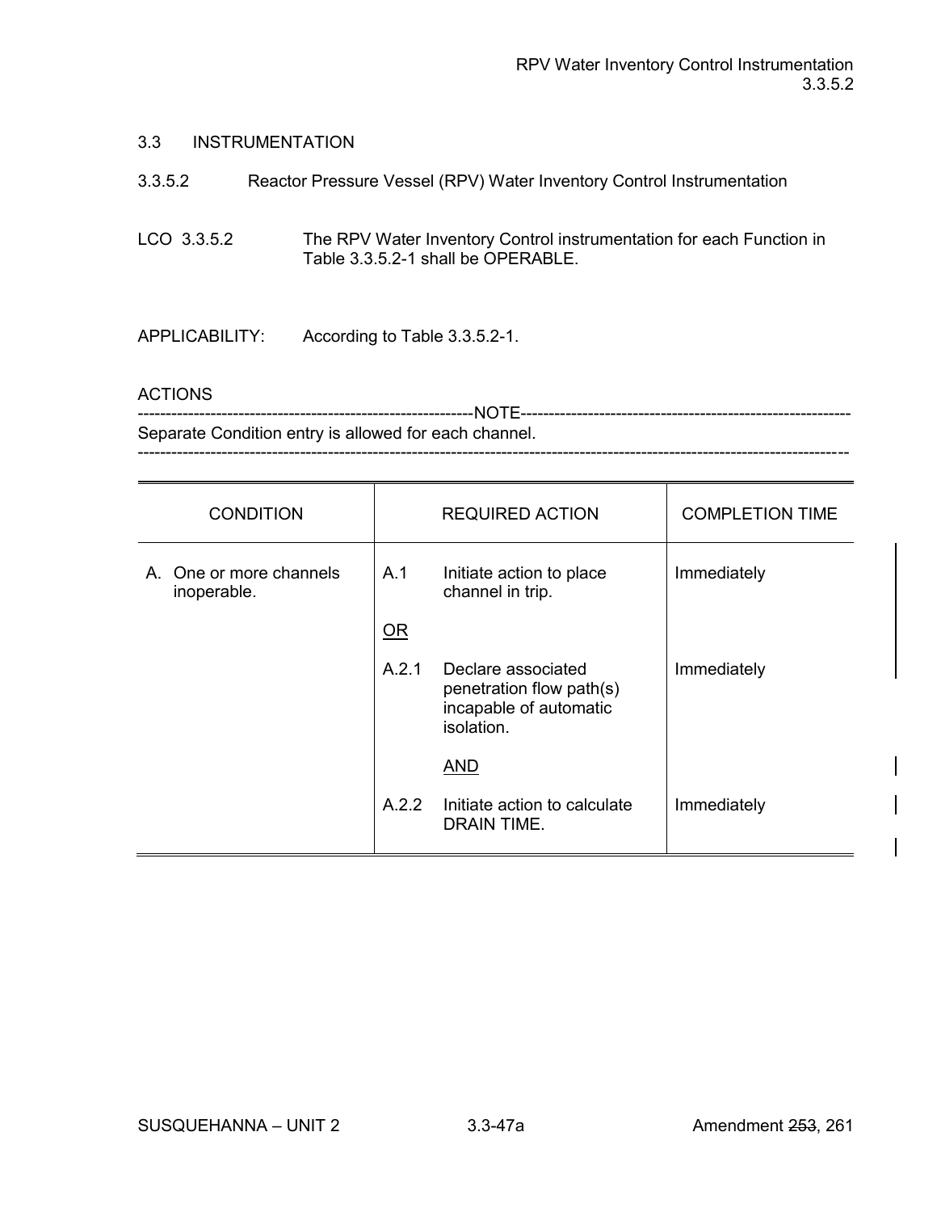## 3.3 INSTRUMENTATION

### 3.3.5.2 Reactor Pressure Vessel (RPV) Water Inventory Control Instrumentation

LCO 3.3.5.2 The RPV Water Inventory Control instrumentation for each Function in Table 3.3.5.2-1 shall be OPERABLE.

APPLICABILITY: According to Table 3.3.5.2-1.

ACTIONS

-----------------------------------------------------------NOTE-----------------------------------------------------------
Separate Condition entry is allowed for each channel.
---------------------------------------------------------------------------------------------------------------------------

| CONDITION | REQUIRED ACTION | | COMPLETION TIME |
|---|---|---|---|
| A. One or more channels inoperable. | A.1 | Initiate action to place channel in trip. | Immediately |
| | <u>OR</u> | | |
| | A.2.1 | Declare associated penetration flow path(s) incapable of automatic isolation. | Immediately |
| | | <u>AND</u> | |
| | A.2.2 | Initiate action to calculate DRAIN TIME. | Immediately |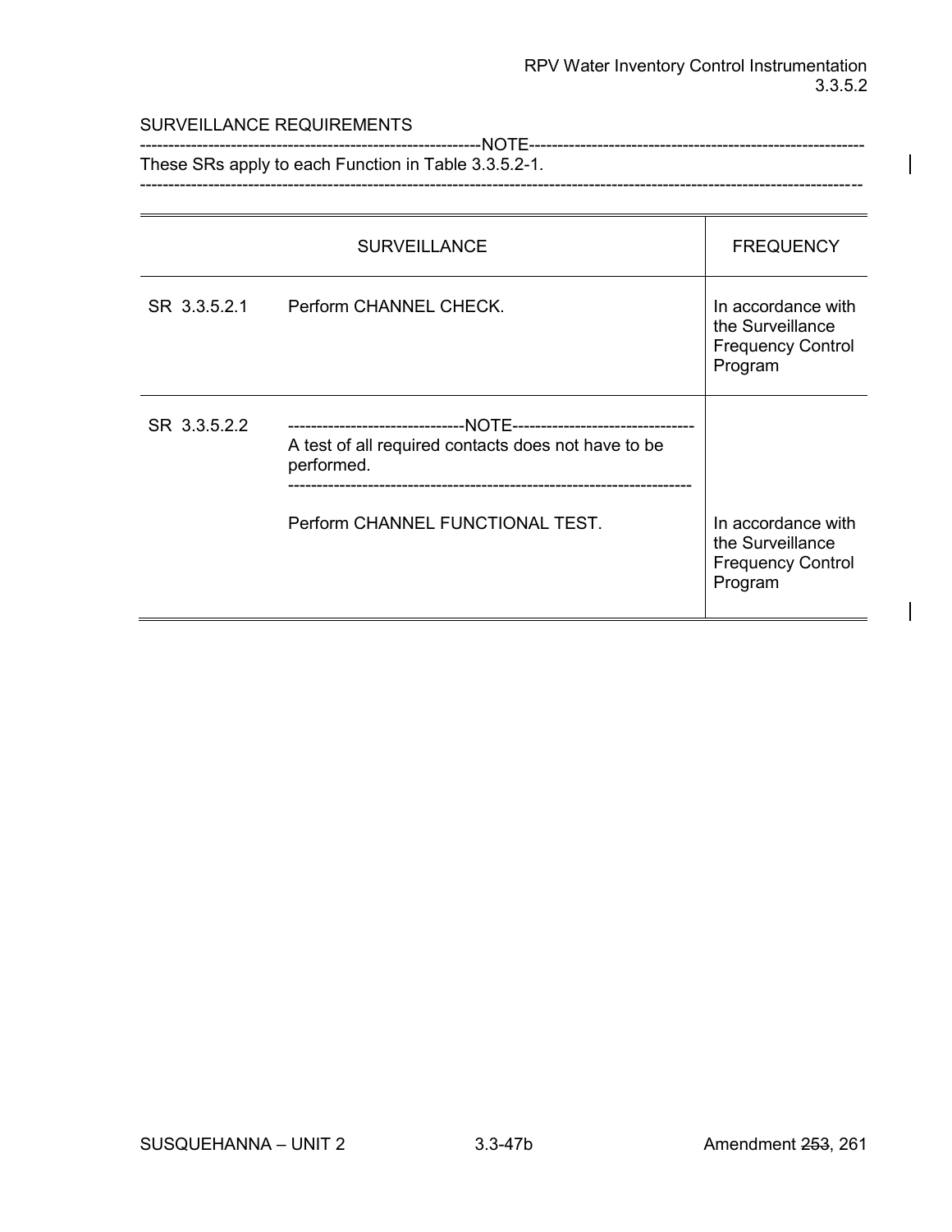SURVEILLANCE REQUIREMENTS

-----------------------------------------------------------NOTE-----------------------------------------------------------
These SRs apply to each Function in Table 3.3.5.2-1.
---------------------------------------------------------------------------------------------------------------------------

| SURVEILLANCE | | FREQUENCY |
|---|---|---|
| SR 3.3.5.2.1 | Perform CHANNEL CHECK. | In accordance with the Surveillance Frequency Control Program |
| SR 3.3.5.2.2 | -------------------------------NOTE-------------------------------- A test of all required contacts does not have to be performed. --------------------------------------------------------------------- Perform CHANNEL FUNCTIONAL TEST. | In accordance with the Surveillance Frequency Control Program |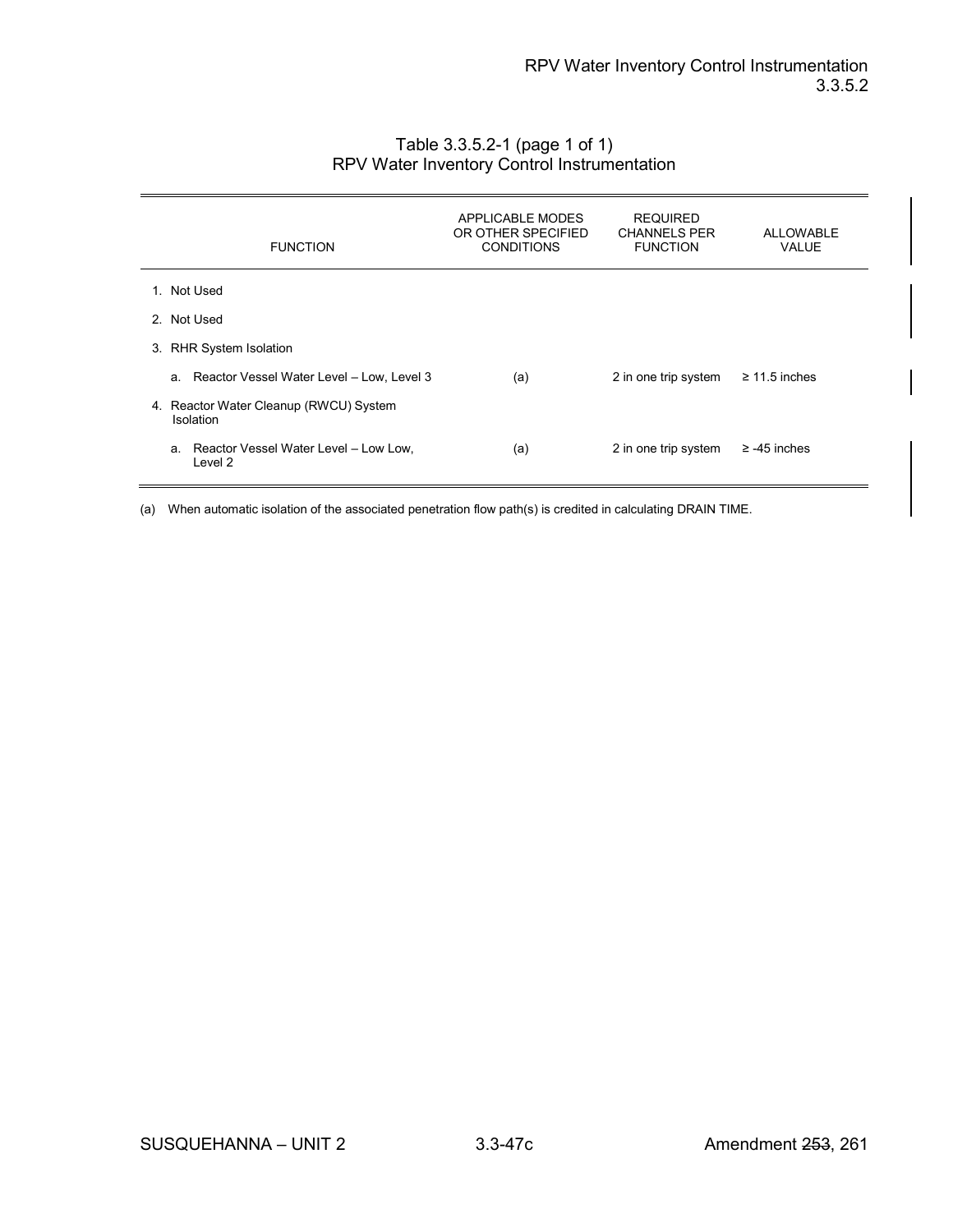# Table 3.3.5.2-1 (page 1 of 1)
# RPV Water Inventory Control Instrumentation

| FUNCTION | APPLICABLE MODES OR OTHER SPECIFIED CONDITIONS | REQUIRED CHANNELS PER FUNCTION | ALLOWABLE VALUE |
|---|---|---|---|
| 1. Not Used | | | |
| 2. Not Used | | | |
| 3. RHR System Isolation | | | |
| a. Reactor Vessel Water Level – Low, Level 3 | (a) | 2 in one trip system | ≥ 11.5 inches |
| 4. Reactor Water Cleanup (RWCU) System Isolation | | | |
| a. Reactor Vessel Water Level – Low Low, Level 2 | (a) | 2 in one trip system | ≥ -45 inches |

(a) When automatic isolation of the associated penetration flow path(s) is credited in calculating DRAIN TIME.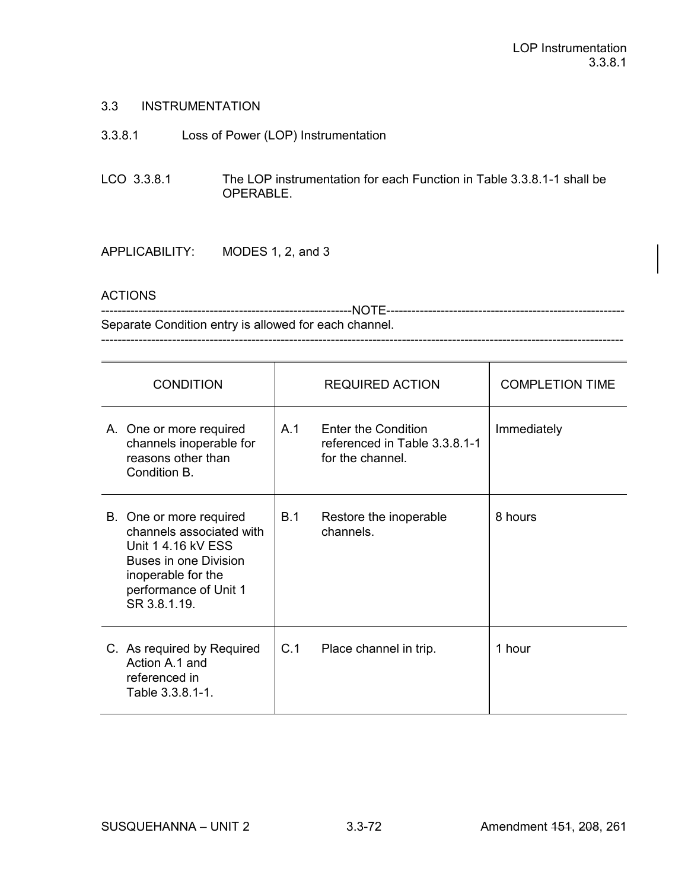## 3.3 INSTRUMENTATION

### 3.3.8.1 Loss of Power (LOP) Instrumentation

LCO 3.3.8.1 The LOP instrumentation for each Function in Table 3.3.8.1-1 shall be OPERABLE.

APPLICABILITY: MODES 1, 2, and 3

ACTIONS

-------------------------------------------------------------NOTE-------------------------------------------------------------
Separate Condition entry is allowed for each channel.
-----------------------------------------------------------------------------------------------------------------------------------

| CONDITION | REQUIRED ACTION | COMPLETION TIME |
|---|---|---|
| A. One or more required channels inoperable for reasons other than Condition B. | A.1 Enter the Condition referenced in Table 3.3.8.1-1 for the channel. | Immediately |
| B. One or more required channels associated with Unit 1 4.16 kV ESS Buses in one Division inoperable for the performance of Unit 1 SR 3.8.1.19. | B.1 Restore the inoperable channels. | 8 hours |
| C. As required by Required Action A.1 and referenced in Table 3.3.8.1-1. | C.1 Place channel in trip. | 1 hour |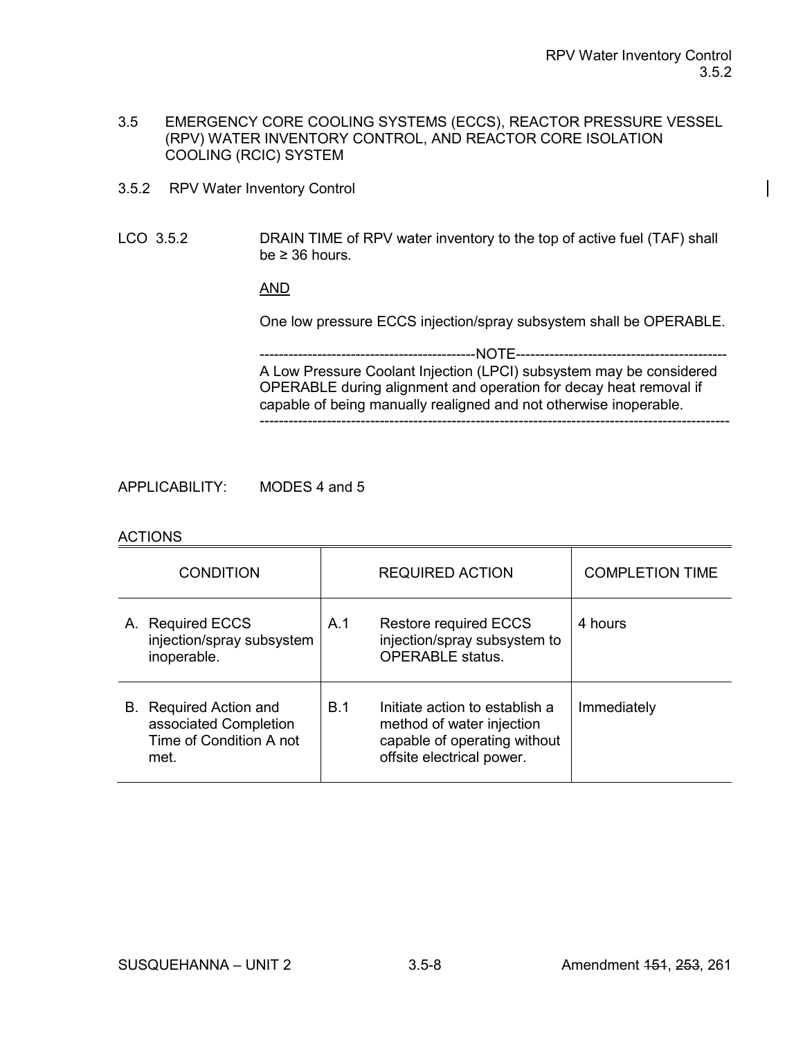3.5 EMERGENCY CORE COOLING SYSTEMS (ECCS), REACTOR PRESSURE VESSEL (RPV) WATER INVENTORY CONTROL, AND REACTOR CORE ISOLATION COOLING (RCIC) SYSTEM

3.5.2 RPV Water Inventory Control

LCO 3.5.2 DRAIN TIME of RPV water inventory to the top of active fuel (TAF) shall be ≥ 36 hours.

AND

One low pressure ECCS injection/spray subsystem shall be OPERABLE.

--------------------------------------------NOTE--------------------------------------------
A Low Pressure Coolant Injection (LPCI) subsystem may be considered OPERABLE during alignment and operation for decay heat removal if capable of being manually realigned and not otherwise inoperable.
-----------------------------------------------------------------------------------------------

APPLICABILITY: MODES 4 and 5

ACTIONS

| CONDITION | REQUIRED ACTION | COMPLETION TIME |
|---|---|---|
| A. Required ECCS injection/spray subsystem inoperable. | A.1 Restore required ECCS injection/spray subsystem to OPERABLE status. | 4 hours |
| B. Required Action and associated Completion Time of Condition A not met. | B.1 Initiate action to establish a method of water injection capable of operating without offsite electrical power. | Immediately |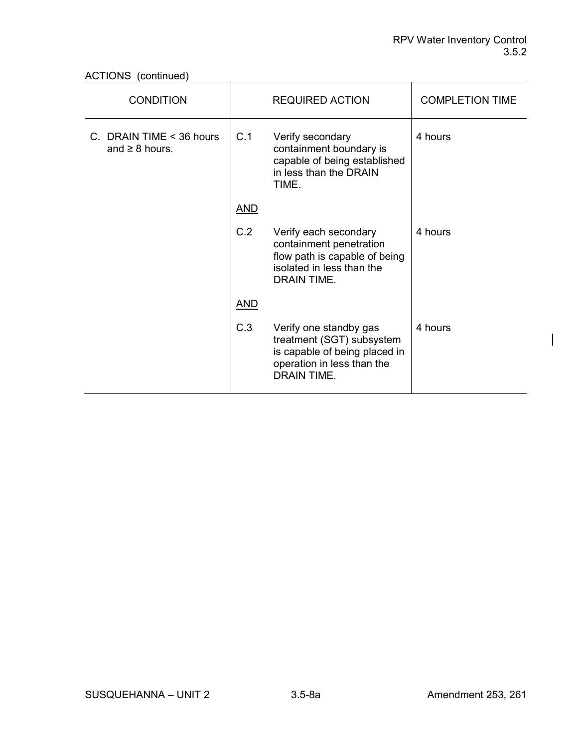ACTIONS (continued)

| CONDITION | REQUIRED ACTION | | COMPLETION TIME |
|---|---|---|---|
| C. DRAIN TIME < 36 hours and ≥ 8 hours. | C.1 | Verify secondary containment boundary is capable of being established in less than the DRAIN TIME. | 4 hours |
| | <u>AND</u> | | |
| | C.2 | Verify each secondary containment penetration flow path is capable of being isolated in less than the DRAIN TIME. | 4 hours |
| | <u>AND</u> | | |
| | C.3 | Verify one standby gas treatment (SGT) subsystem is capable of being placed in operation in less than the DRAIN TIME. | 4 hours |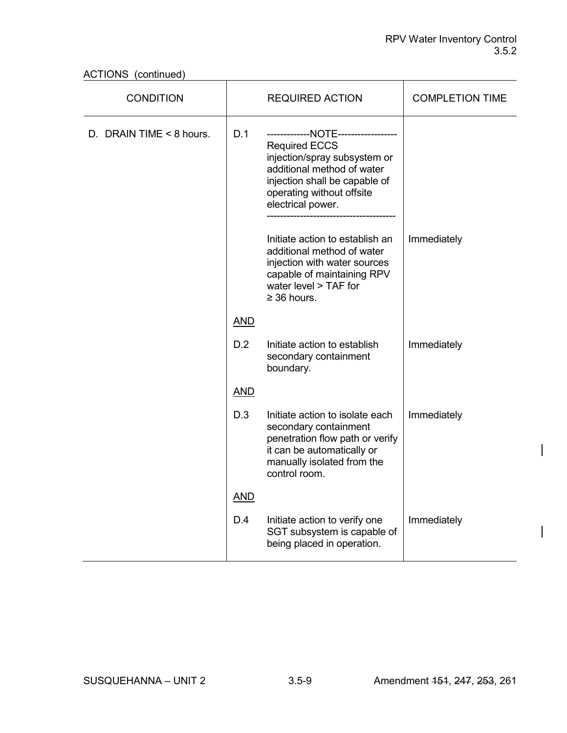ACTIONS (continued)

| CONDITION | REQUIRED ACTION | | COMPLETION TIME |
|---|---|---|---|
| D. DRAIN TIME < 8 hours. | D.1 | -------------NOTE------------------ Required ECCS injection/spray subsystem or additional method of water injection shall be capable of operating without offsite electrical power. -------------------------------------- | |
| | | Initiate action to establish an additional method of water injection with water sources capable of maintaining RPV water level > TAF for ≥ 36 hours. | Immediately |
| | AND | | |
| | D.2 | Initiate action to establish secondary containment boundary. | Immediately |
| | AND | | |
| | D.3 | Initiate action to isolate each secondary containment penetration flow path or verify it can be automatically or manually isolated from the control room. | Immediately |
| | AND | | |
| | D.4 | Initiate action to verify one SGT subsystem is capable of being placed in operation. | Immediately |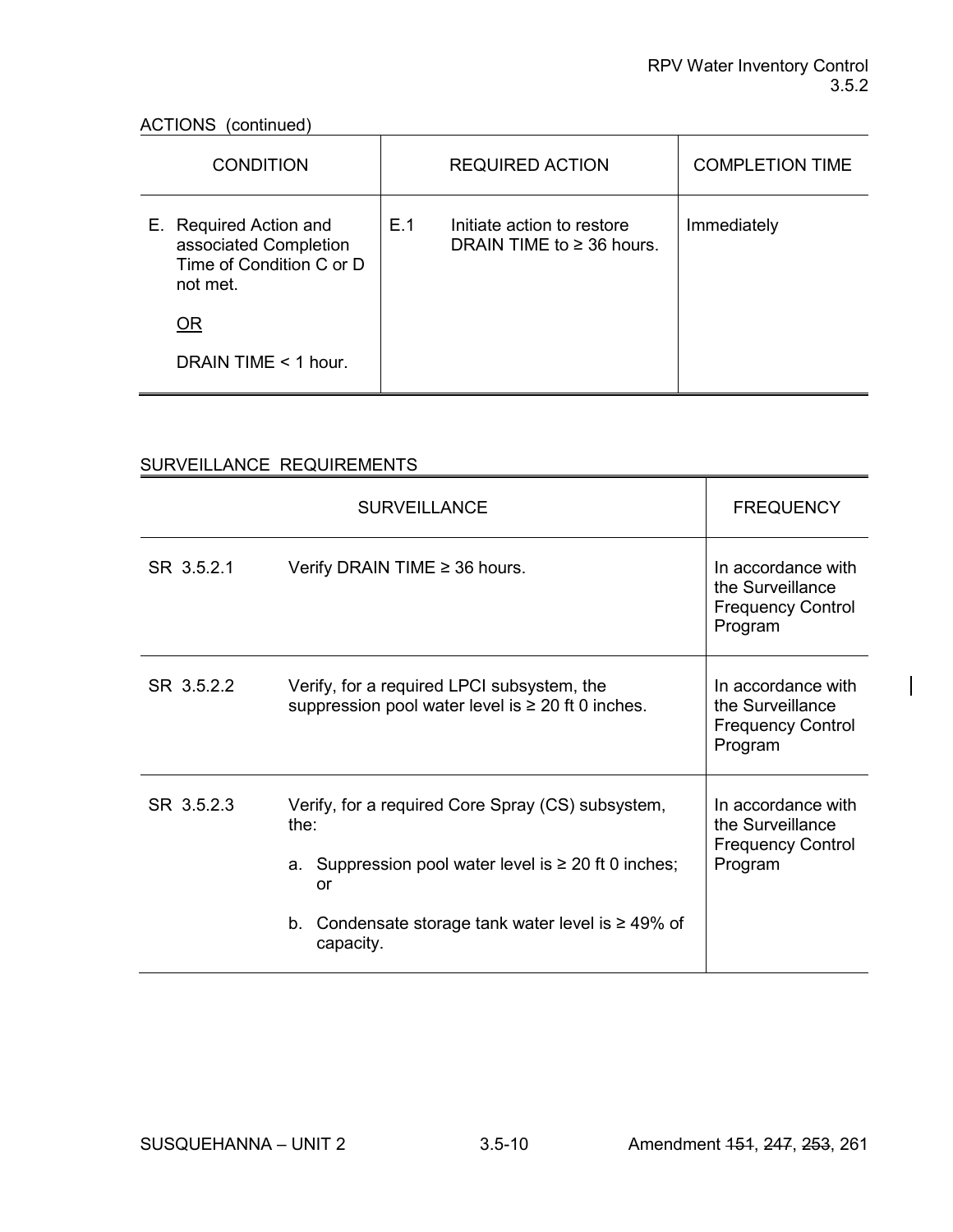ACTIONS (continued)

| CONDITION | REQUIRED ACTION | | COMPLETION TIME |
|---|---|---|---|
| E. Required Action and associated Completion Time of Condition C or D not met.<br><br><u>OR</u><br><br>DRAIN TIME < 1 hour. | E.1 | Initiate action to restore DRAIN TIME to ≥ 36 hours. | Immediately |

SURVEILLANCE REQUIREMENTS

| SURVEILLANCE | | FREQUENCY |
|---|---|---|
| SR 3.5.2.1 | Verify DRAIN TIME ≥ 36 hours. | In accordance with the Surveillance Frequency Control Program |
| SR 3.5.2.2 | Verify, for a required LPCI subsystem, the suppression pool water level is ≥ 20 ft 0 inches. | In accordance with the Surveillance Frequency Control Program |
| SR 3.5.2.3 | Verify, for a required Core Spray (CS) subsystem, the:<br><br>a. Suppression pool water level is ≥ 20 ft 0 inches; or<br><br>b. Condensate storage tank water level is ≥ 49% of capacity. | In accordance with the Surveillance Frequency Control Program |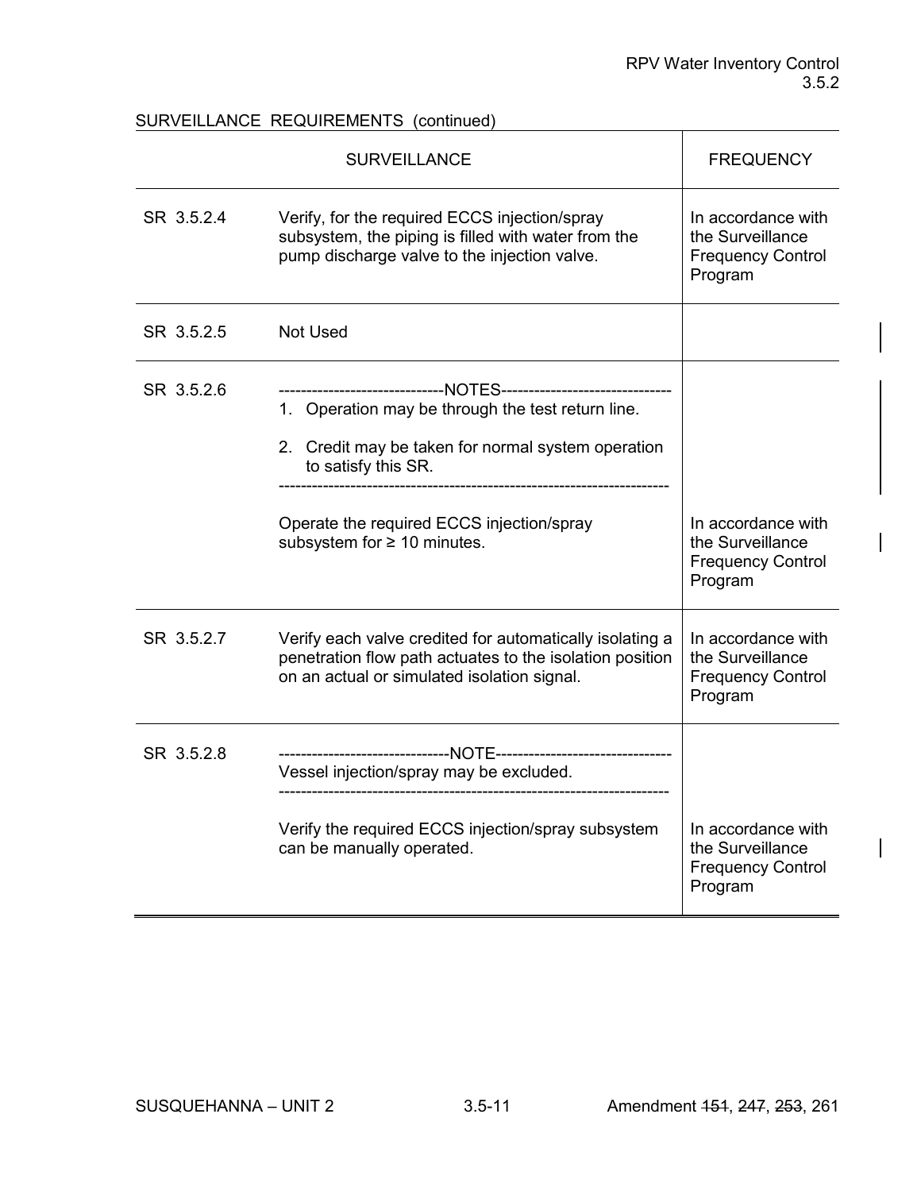SURVEILLANCE REQUIREMENTS (continued)

| SURVEILLANCE | | FREQUENCY |
|---|---|---|
| SR 3.5.2.4 | Verify, for the required ECCS injection/spray subsystem, the piping is filled with water from the pump discharge valve to the injection valve. | In accordance with the Surveillance Frequency Control Program |
| SR 3.5.2.5 | Not Used | |
| SR 3.5.2.6 | ------------------------------NOTES------------------------------- <br>1. Operation may be through the test return line.<br><br>2. Credit may be taken for normal system operation to satisfy this SR.<br>---------------------------------------------------------------------<br><br>Operate the required ECCS injection/spray subsystem for ≥ 10 minutes. | In accordance with the Surveillance Frequency Control Program |
| SR 3.5.2.7 | Verify each valve credited for automatically isolating a penetration flow path actuates to the isolation position on an actual or simulated isolation signal. | In accordance with the Surveillance Frequency Control Program |
| SR 3.5.2.8 | -------------------------------NOTE--------------------------------<br>Vessel injection/spray may be excluded.<br>---------------------------------------------------------------------<br><br>Verify the required ECCS injection/spray subsystem can be manually operated. | In accordance with the Surveillance Frequency Control Program |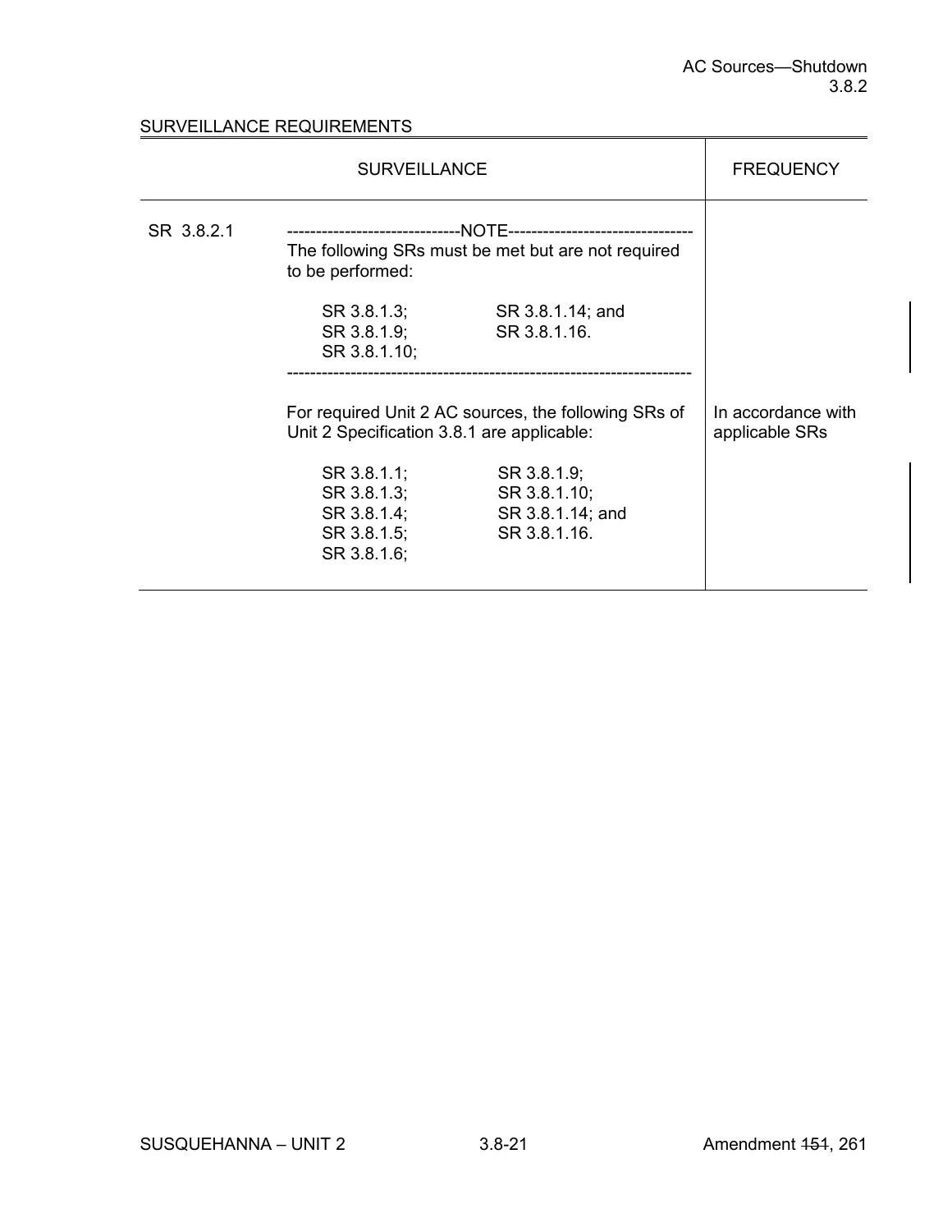SURVEILLANCE REQUIREMENTS

| | SURVEILLANCE | FREQUENCY |
|---|---|---|
| SR 3.8.2.1 | -----------------------------NOTE-------------------------------- The following SRs must be met but are not required to be performed: SR 3.8.1.3; SR 3.8.1.9; SR 3.8.1.10; SR 3.8.1.14; and SR 3.8.1.16. ------------------------------------------------------------------- For required Unit 2 AC sources, the following SRs of Unit 2 Specification 3.8.1 are applicable: SR 3.8.1.1; SR 3.8.1.3; SR 3.8.1.4; SR 3.8.1.5; SR 3.8.1.6; SR 3.8.1.9; SR 3.8.1.10; SR 3.8.1.14; and SR 3.8.1.16. | In accordance with applicable SRs |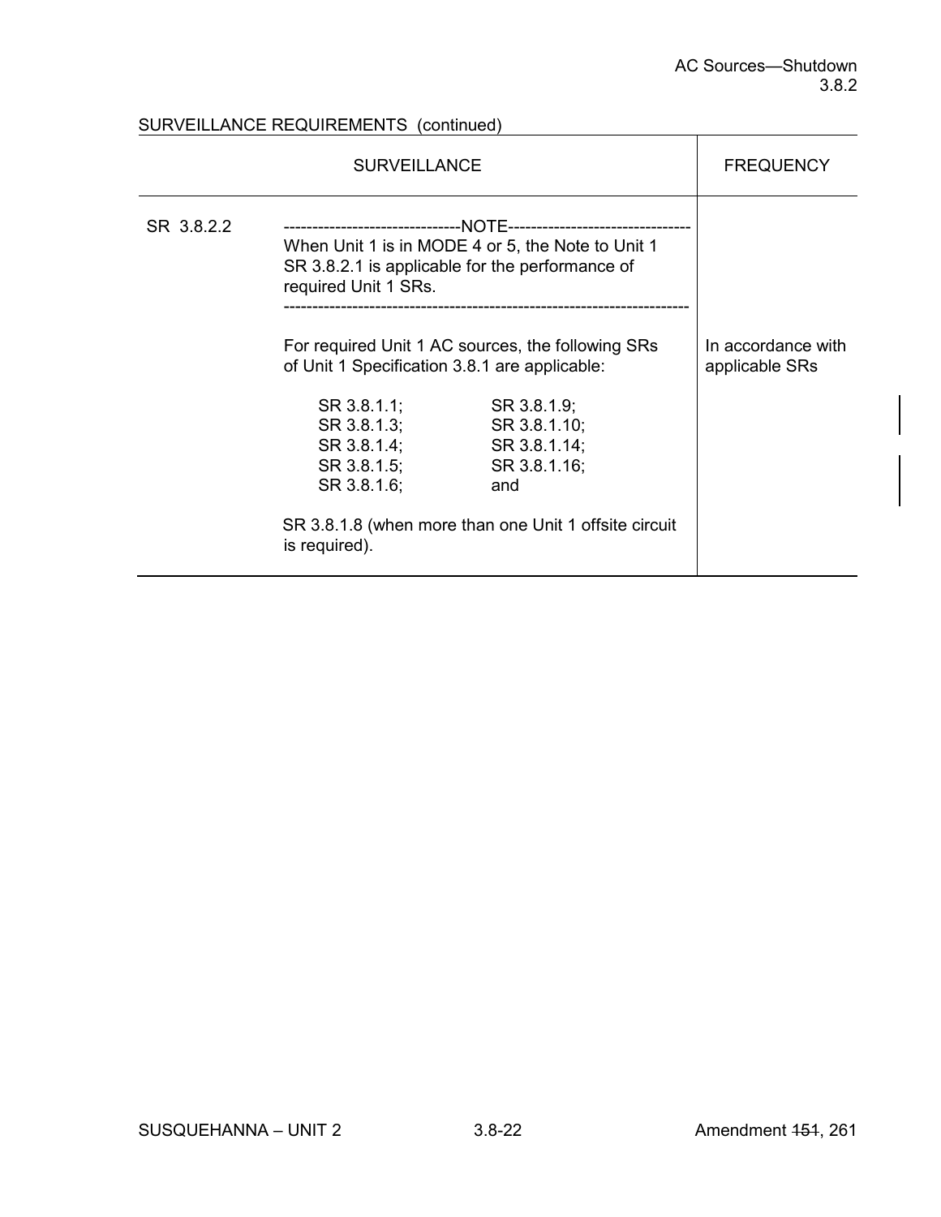SURVEILLANCE REQUIREMENTS (continued)

| SURVEILLANCE | | FREQUENCY |
|---|---|---|
| SR 3.8.2.2 | -------------------------------NOTE-------------------------------- When Unit 1 is in MODE 4 or 5, the Note to Unit 1 SR 3.8.2.1 is applicable for the performance of required Unit 1 SRs. --------------------------------------------------------------------- <br><br> For required Unit 1 AC sources, the following SRs of Unit 1 Specification 3.8.1 are applicable: <br><br> SR 3.8.1.1; SR 3.8.1.9; <br> SR 3.8.1.3; SR 3.8.1.10; <br> SR 3.8.1.4; SR 3.8.1.14; <br> SR 3.8.1.5; SR 3.8.1.16; <br> SR 3.8.1.6; and <br><br> SR 3.8.1.8 (when more than one Unit 1 offsite circuit is required). | In accordance with applicable SRs |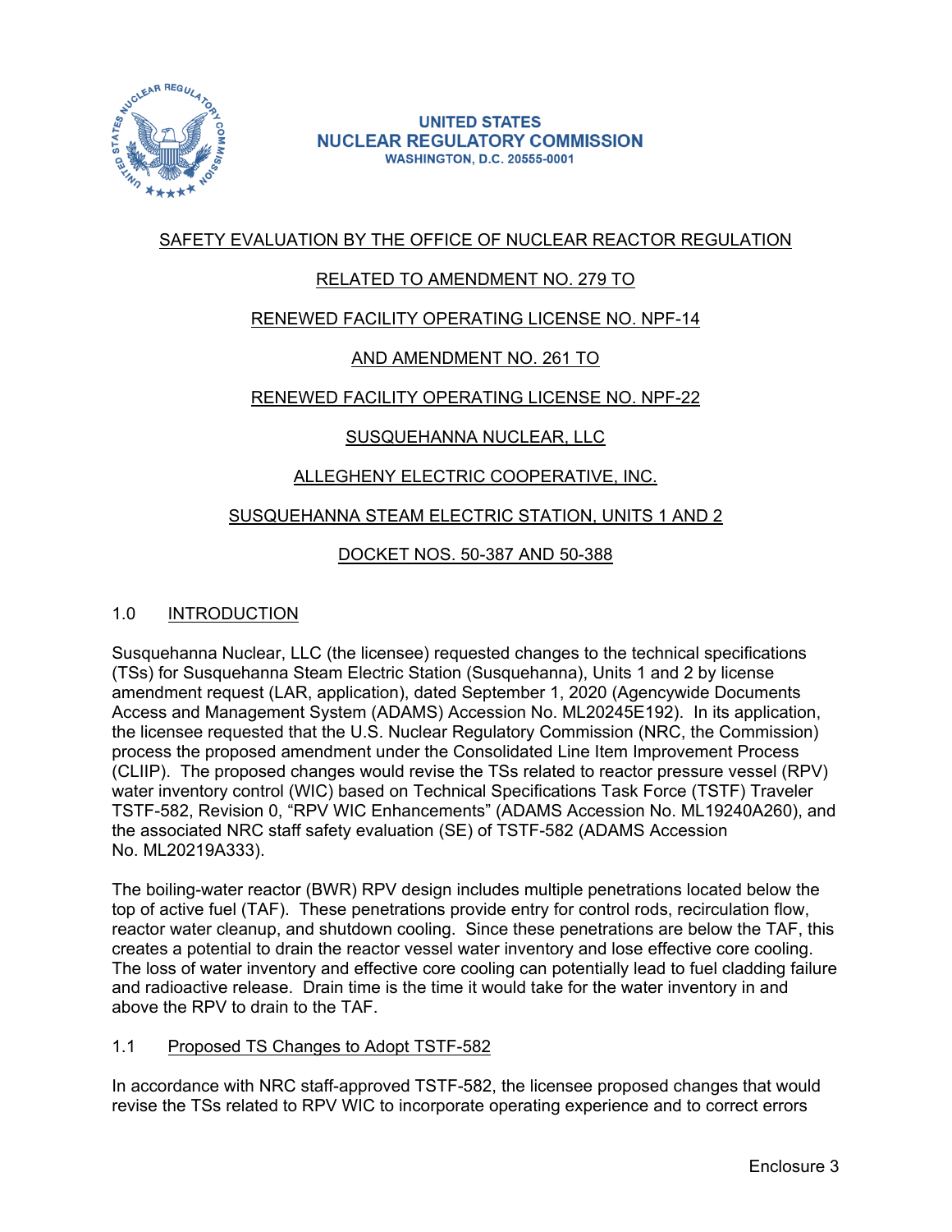UNITED STATES
NUCLEAR REGULATORY COMMISSION
WASHINGTON, D.C. 20555-0001

SAFETY EVALUATION BY THE OFFICE OF NUCLEAR REACTOR REGULATION

RELATED TO AMENDMENT NO. 279 TO

RENEWED FACILITY OPERATING LICENSE NO. NPF-14

AND AMENDMENT NO. 261 TO

RENEWED FACILITY OPERATING LICENSE NO. NPF-22

SUSQUEHANNA NUCLEAR, LLC

ALLEGHENY ELECTRIC COOPERATIVE, INC.

SUSQUEHANNA STEAM ELECTRIC STATION, UNITS 1 AND 2

DOCKET NOS. 50-387 AND 50-388

## 1.0 INTRODUCTION

Susquehanna Nuclear, LLC (the licensee) requested changes to the technical specifications (TSs) for Susquehanna Steam Electric Station (Susquehanna), Units 1 and 2 by license amendment request (LAR, application), dated September 1, 2020 (Agencywide Documents Access and Management System (ADAMS) Accession No. ML20245E192). In its application, the licensee requested that the U.S. Nuclear Regulatory Commission (NRC, the Commission) process the proposed amendment under the Consolidated Line Item Improvement Process (CLIIP). The proposed changes would revise the TSs related to reactor pressure vessel (RPV) water inventory control (WIC) based on Technical Specifications Task Force (TSTF) Traveler TSTF-582, Revision 0, "RPV WIC Enhancements" (ADAMS Accession No. ML19240A260), and the associated NRC staff safety evaluation (SE) of TSTF-582 (ADAMS Accession No. ML20219A333).

The boiling-water reactor (BWR) RPV design includes multiple penetrations located below the top of active fuel (TAF). These penetrations provide entry for control rods, recirculation flow, reactor water cleanup, and shutdown cooling. Since these penetrations are below the TAF, this creates a potential to drain the reactor vessel water inventory and lose effective core cooling. The loss of water inventory and effective core cooling can potentially lead to fuel cladding failure and radioactive release. Drain time is the time it would take for the water inventory in and above the RPV to drain to the TAF.

### 1.1 Proposed TS Changes to Adopt TSTF-582

In accordance with NRC staff-approved TSTF-582, the licensee proposed changes that would revise the TSs related to RPV WIC to incorporate operating experience and to correct errors

Enclosure 3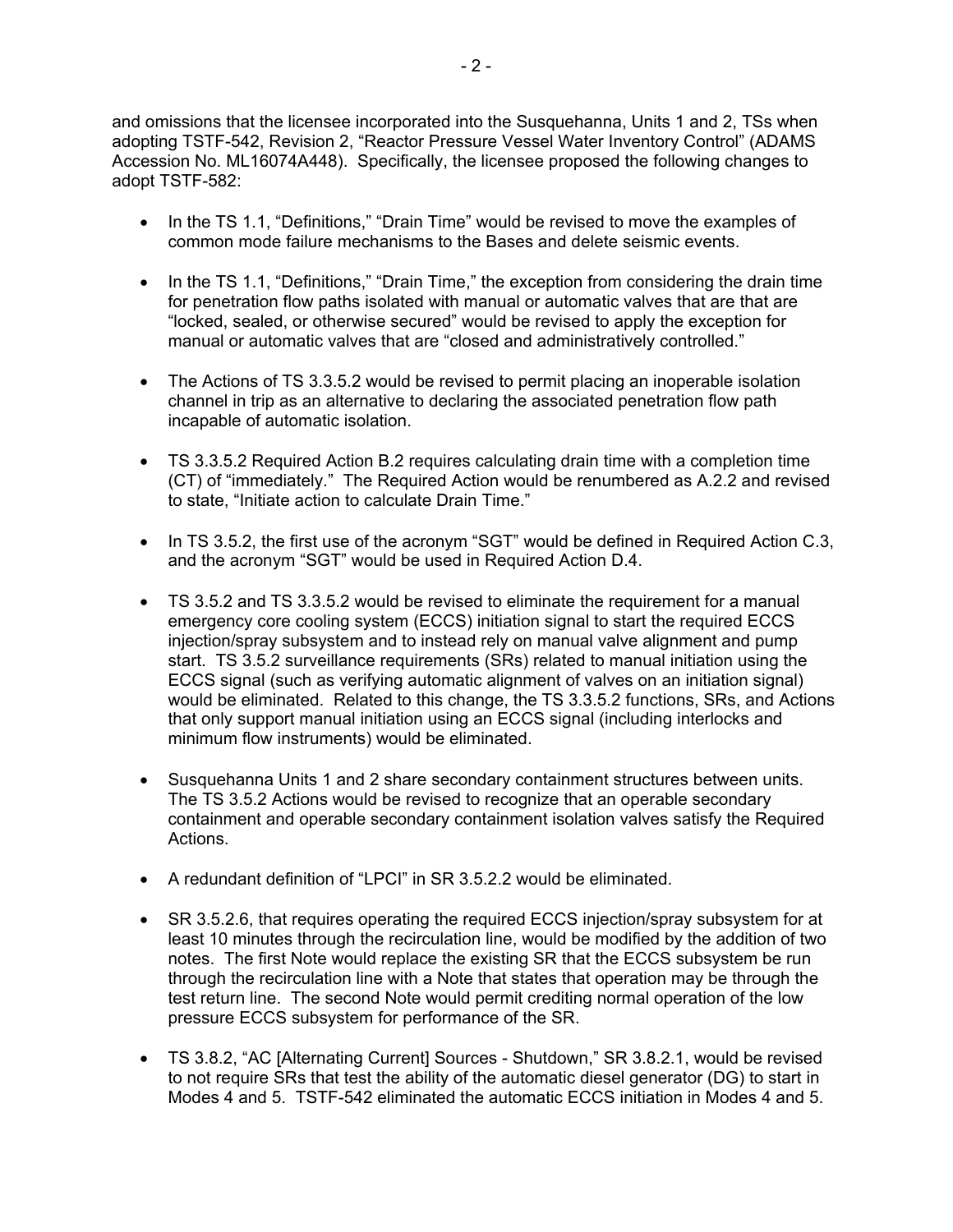and omissions that the licensee incorporated into the Susquehanna, Units 1 and 2, TSs when adopting TSTF-542, Revision 2, "Reactor Pressure Vessel Water Inventory Control" (ADAMS Accession No. ML16074A448). Specifically, the licensee proposed the following changes to adopt TSTF-582:

- In the TS 1.1, "Definitions," "Drain Time" would be revised to move the examples of common mode failure mechanisms to the Bases and delete seismic events.
- In the TS 1.1, "Definitions," "Drain Time," the exception from considering the drain time for penetration flow paths isolated with manual or automatic valves that are that are "locked, sealed, or otherwise secured" would be revised to apply the exception for manual or automatic valves that are "closed and administratively controlled."
- The Actions of TS 3.3.5.2 would be revised to permit placing an inoperable isolation channel in trip as an alternative to declaring the associated penetration flow path incapable of automatic isolation.
- TS 3.3.5.2 Required Action B.2 requires calculating drain time with a completion time (CT) of "immediately." The Required Action would be renumbered as A.2.2 and revised to state, "Initiate action to calculate Drain Time."
- In TS 3.5.2, the first use of the acronym "SGT" would be defined in Required Action C.3, and the acronym "SGT" would be used in Required Action D.4.
- TS 3.5.2 and TS 3.3.5.2 would be revised to eliminate the requirement for a manual emergency core cooling system (ECCS) initiation signal to start the required ECCS injection/spray subsystem and to instead rely on manual valve alignment and pump start. TS 3.5.2 surveillance requirements (SRs) related to manual initiation using the ECCS signal (such as verifying automatic alignment of valves on an initiation signal) would be eliminated. Related to this change, the TS 3.3.5.2 functions, SRs, and Actions that only support manual initiation using an ECCS signal (including interlocks and minimum flow instruments) would be eliminated.
- Susquehanna Units 1 and 2 share secondary containment structures between units. The TS 3.5.2 Actions would be revised to recognize that an operable secondary containment and operable secondary containment isolation valves satisfy the Required Actions.
- A redundant definition of "LPCI" in SR 3.5.2.2 would be eliminated.
- SR 3.5.2.6, that requires operating the required ECCS injection/spray subsystem for at least 10 minutes through the recirculation line, would be modified by the addition of two notes. The first Note would replace the existing SR that the ECCS subsystem be run through the recirculation line with a Note that states that operation may be through the test return line. The second Note would permit crediting normal operation of the low pressure ECCS subsystem for performance of the SR.
- TS 3.8.2, "AC [Alternating Current] Sources - Shutdown," SR 3.8.2.1, would be revised to not require SRs that test the ability of the automatic diesel generator (DG) to start in Modes 4 and 5. TSTF-542 eliminated the automatic ECCS initiation in Modes 4 and 5.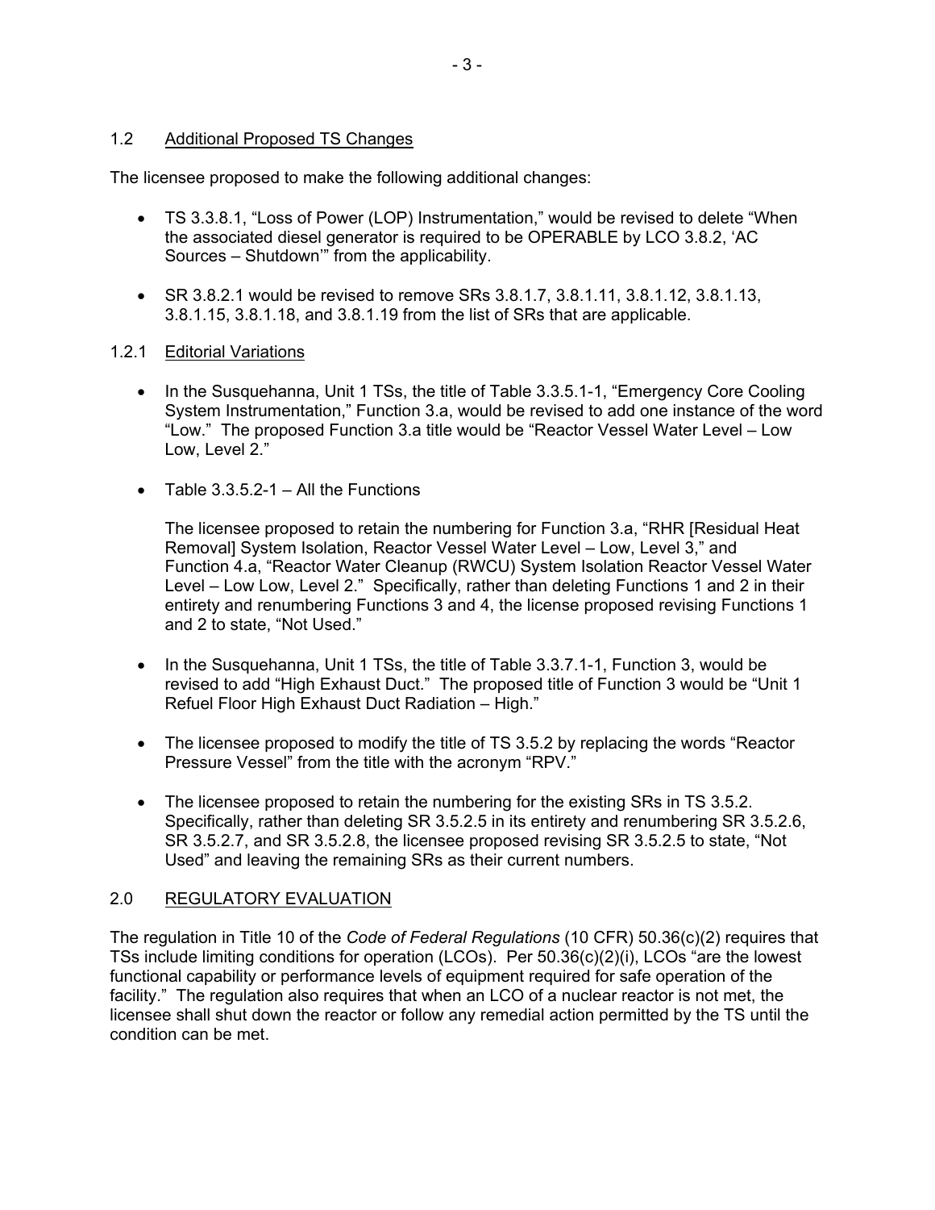## 1.2 Additional Proposed TS Changes

The licensee proposed to make the following additional changes:

- TS 3.3.8.1, "Loss of Power (LOP) Instrumentation," would be revised to delete "When the associated diesel generator is required to be OPERABLE by LCO 3.8.2, 'AC Sources – Shutdown'" from the applicability.
- SR 3.8.2.1 would be revised to remove SRs 3.8.1.7, 3.8.1.11, 3.8.1.12, 3.8.1.13, 3.8.1.15, 3.8.1.18, and 3.8.1.19 from the list of SRs that are applicable.

### 1.2.1 Editorial Variations

- In the Susquehanna, Unit 1 TSs, the title of Table 3.3.5.1-1, "Emergency Core Cooling System Instrumentation," Function 3.a, would be revised to add one instance of the word "Low." The proposed Function 3.a title would be "Reactor Vessel Water Level – Low Low, Level 2."
- Table 3.3.5.2-1 – All the Functions

  The licensee proposed to retain the numbering for Function 3.a, "RHR [Residual Heat Removal] System Isolation, Reactor Vessel Water Level – Low, Level 3," and Function 4.a, "Reactor Water Cleanup (RWCU) System Isolation Reactor Vessel Water Level – Low Low, Level 2." Specifically, rather than deleting Functions 1 and 2 in their entirety and renumbering Functions 3 and 4, the license proposed revising Functions 1 and 2 to state, "Not Used."

- In the Susquehanna, Unit 1 TSs, the title of Table 3.3.7.1-1, Function 3, would be revised to add "High Exhaust Duct." The proposed title of Function 3 would be "Unit 1 Refuel Floor High Exhaust Duct Radiation – High."
- The licensee proposed to modify the title of TS 3.5.2 by replacing the words "Reactor Pressure Vessel" from the title with the acronym "RPV."
- The licensee proposed to retain the numbering for the existing SRs in TS 3.5.2. Specifically, rather than deleting SR 3.5.2.5 in its entirety and renumbering SR 3.5.2.6, SR 3.5.2.7, and SR 3.5.2.8, the licensee proposed revising SR 3.5.2.5 to state, "Not Used" and leaving the remaining SRs as their current numbers.

## 2.0 REGULATORY EVALUATION

The regulation in Title 10 of the *Code of Federal Regulations* (10 CFR) 50.36(c)(2) requires that TSs include limiting conditions for operation (LCOs). Per 50.36(c)(2)(i), LCOs "are the lowest functional capability or performance levels of equipment required for safe operation of the facility." The regulation also requires that when an LCO of a nuclear reactor is not met, the licensee shall shut down the reactor or follow any remedial action permitted by the TS until the condition can be met.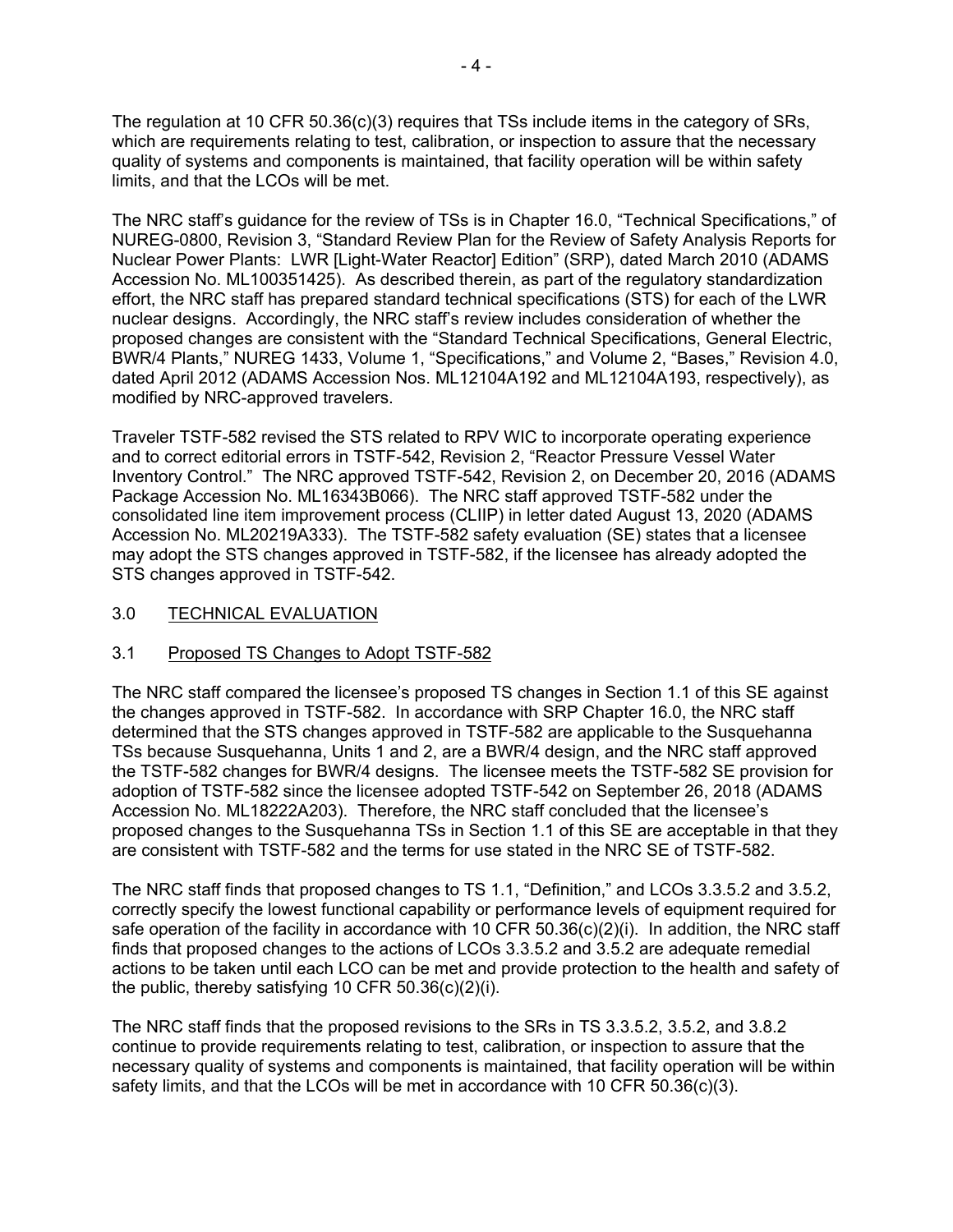The regulation at 10 CFR 50.36(c)(3) requires that TSs include items in the category of SRs, which are requirements relating to test, calibration, or inspection to assure that the necessary quality of systems and components is maintained, that facility operation will be within safety limits, and that the LCOs will be met.

The NRC staff's guidance for the review of TSs is in Chapter 16.0, "Technical Specifications," of NUREG-0800, Revision 3, "Standard Review Plan for the Review of Safety Analysis Reports for Nuclear Power Plants: LWR [Light-Water Reactor] Edition" (SRP), dated March 2010 (ADAMS Accession No. ML100351425). As described therein, as part of the regulatory standardization effort, the NRC staff has prepared standard technical specifications (STS) for each of the LWR nuclear designs. Accordingly, the NRC staff's review includes consideration of whether the proposed changes are consistent with the "Standard Technical Specifications, General Electric, BWR/4 Plants," NUREG 1433, Volume 1, "Specifications," and Volume 2, "Bases," Revision 4.0, dated April 2012 (ADAMS Accession Nos. ML12104A192 and ML12104A193, respectively), as modified by NRC-approved travelers.

Traveler TSTF-582 revised the STS related to RPV WIC to incorporate operating experience and to correct editorial errors in TSTF-542, Revision 2, "Reactor Pressure Vessel Water Inventory Control." The NRC approved TSTF-542, Revision 2, on December 20, 2016 (ADAMS Package Accession No. ML16343B066). The NRC staff approved TSTF-582 under the consolidated line item improvement process (CLIIP) in letter dated August 13, 2020 (ADAMS Accession No. ML20219A333). The TSTF-582 safety evaluation (SE) states that a licensee may adopt the STS changes approved in TSTF-582, if the licensee has already adopted the STS changes approved in TSTF-542.

## 3.0 TECHNICAL EVALUATION

### 3.1 Proposed TS Changes to Adopt TSTF-582

The NRC staff compared the licensee's proposed TS changes in Section 1.1 of this SE against the changes approved in TSTF-582. In accordance with SRP Chapter 16.0, the NRC staff determined that the STS changes approved in TSTF-582 are applicable to the Susquehanna TSs because Susquehanna, Units 1 and 2, are a BWR/4 design, and the NRC staff approved the TSTF-582 changes for BWR/4 designs. The licensee meets the TSTF-582 SE provision for adoption of TSTF-582 since the licensee adopted TSTF-542 on September 26, 2018 (ADAMS Accession No. ML18222A203). Therefore, the NRC staff concluded that the licensee's proposed changes to the Susquehanna TSs in Section 1.1 of this SE are acceptable in that they are consistent with TSTF-582 and the terms for use stated in the NRC SE of TSTF-582.

The NRC staff finds that proposed changes to TS 1.1, "Definition," and LCOs 3.3.5.2 and 3.5.2, correctly specify the lowest functional capability or performance levels of equipment required for safe operation of the facility in accordance with 10 CFR 50.36(c)(2)(i). In addition, the NRC staff finds that proposed changes to the actions of LCOs 3.3.5.2 and 3.5.2 are adequate remedial actions to be taken until each LCO can be met and provide protection to the health and safety of the public, thereby satisfying 10 CFR 50.36(c)(2)(i).

The NRC staff finds that the proposed revisions to the SRs in TS 3.3.5.2, 3.5.2, and 3.8.2 continue to provide requirements relating to test, calibration, or inspection to assure that the necessary quality of systems and components is maintained, that facility operation will be within safety limits, and that the LCOs will be met in accordance with 10 CFR 50.36(c)(3).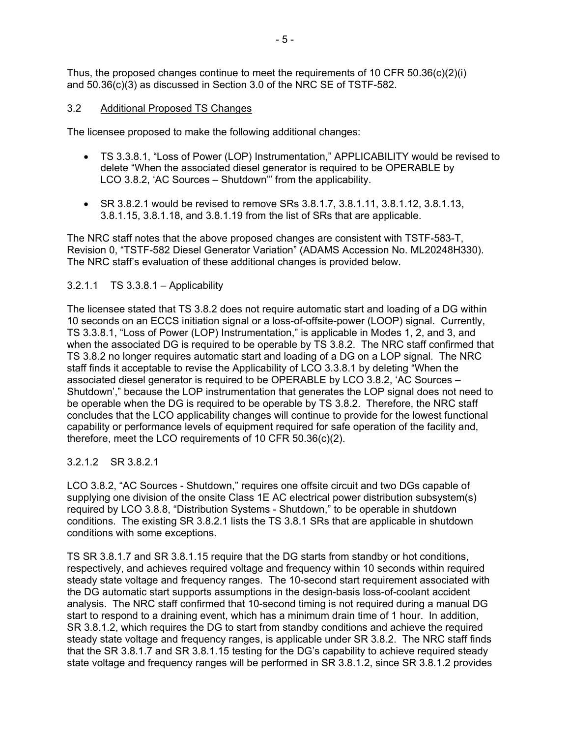Thus, the proposed changes continue to meet the requirements of 10 CFR 50.36(c)(2)(i) and 50.36(c)(3) as discussed in Section 3.0 of the NRC SE of TSTF-582.

## 3.2 Additional Proposed TS Changes

The licensee proposed to make the following additional changes:

- TS 3.3.8.1, "Loss of Power (LOP) Instrumentation," APPLICABILITY would be revised to delete "When the associated diesel generator is required to be OPERABLE by LCO 3.8.2, 'AC Sources – Shutdown'" from the applicability.
- SR 3.8.2.1 would be revised to remove SRs 3.8.1.7, 3.8.1.11, 3.8.1.12, 3.8.1.13, 3.8.1.15, 3.8.1.18, and 3.8.1.19 from the list of SRs that are applicable.

The NRC staff notes that the above proposed changes are consistent with TSTF-583-T, Revision 0, "TSTF-582 Diesel Generator Variation" (ADAMS Accession No. ML20248H330). The NRC staff's evaluation of these additional changes is provided below.

### 3.2.1.1 TS 3.3.8.1 – Applicability

The licensee stated that TS 3.8.2 does not require automatic start and loading of a DG within 10 seconds on an ECCS initiation signal or a loss-of-offsite-power (LOOP) signal. Currently, TS 3.3.8.1, "Loss of Power (LOP) Instrumentation," is applicable in Modes 1, 2, and 3, and when the associated DG is required to be operable by TS 3.8.2. The NRC staff confirmed that TS 3.8.2 no longer requires automatic start and loading of a DG on a LOP signal. The NRC staff finds it acceptable to revise the Applicability of LCO 3.3.8.1 by deleting "When the associated diesel generator is required to be OPERABLE by LCO 3.8.2, 'AC Sources – Shutdown'," because the LOP instrumentation that generates the LOP signal does not need to be operable when the DG is required to be operable by TS 3.8.2. Therefore, the NRC staff concludes that the LCO applicability changes will continue to provide for the lowest functional capability or performance levels of equipment required for safe operation of the facility and, therefore, meet the LCO requirements of 10 CFR 50.36(c)(2).

### 3.2.1.2 SR 3.8.2.1

LCO 3.8.2, "AC Sources - Shutdown," requires one offsite circuit and two DGs capable of supplying one division of the onsite Class 1E AC electrical power distribution subsystem(s) required by LCO 3.8.8, "Distribution Systems - Shutdown," to be operable in shutdown conditions. The existing SR 3.8.2.1 lists the TS 3.8.1 SRs that are applicable in shutdown conditions with some exceptions.

TS SR 3.8.1.7 and SR 3.8.1.15 require that the DG starts from standby or hot conditions, respectively, and achieves required voltage and frequency within 10 seconds within required steady state voltage and frequency ranges. The 10-second start requirement associated with the DG automatic start supports assumptions in the design-basis loss-of-coolant accident analysis. The NRC staff confirmed that 10-second timing is not required during a manual DG start to respond to a draining event, which has a minimum drain time of 1 hour. In addition, SR 3.8.1.2, which requires the DG to start from standby conditions and achieve the required steady state voltage and frequency ranges, is applicable under SR 3.8.2. The NRC staff finds that the SR 3.8.1.7 and SR 3.8.1.15 testing for the DG's capability to achieve required steady state voltage and frequency ranges will be performed in SR 3.8.1.2, since SR 3.8.1.2 provides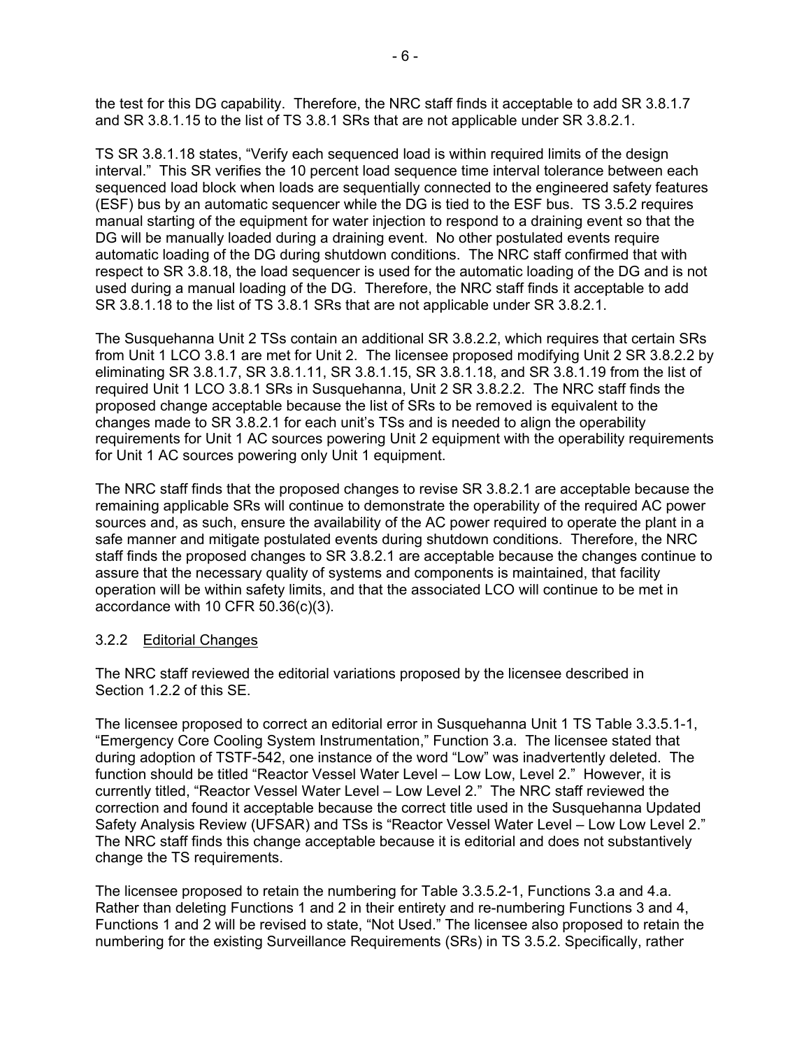the test for this DG capability. Therefore, the NRC staff finds it acceptable to add SR 3.8.1.7 and SR 3.8.1.15 to the list of TS 3.8.1 SRs that are not applicable under SR 3.8.2.1.

TS SR 3.8.1.18 states, "Verify each sequenced load is within required limits of the design interval." This SR verifies the 10 percent load sequence time interval tolerance between each sequenced load block when loads are sequentially connected to the engineered safety features (ESF) bus by an automatic sequencer while the DG is tied to the ESF bus. TS 3.5.2 requires manual starting of the equipment for water injection to respond to a draining event so that the DG will be manually loaded during a draining event. No other postulated events require automatic loading of the DG during shutdown conditions. The NRC staff confirmed that with respect to SR 3.8.18, the load sequencer is used for the automatic loading of the DG and is not used during a manual loading of the DG. Therefore, the NRC staff finds it acceptable to add SR 3.8.1.18 to the list of TS 3.8.1 SRs that are not applicable under SR 3.8.2.1.

The Susquehanna Unit 2 TSs contain an additional SR 3.8.2.2, which requires that certain SRs from Unit 1 LCO 3.8.1 are met for Unit 2. The licensee proposed modifying Unit 2 SR 3.8.2.2 by eliminating SR 3.8.1.7, SR 3.8.1.11, SR 3.8.1.15, SR 3.8.1.18, and SR 3.8.1.19 from the list of required Unit 1 LCO 3.8.1 SRs in Susquehanna, Unit 2 SR 3.8.2.2. The NRC staff finds the proposed change acceptable because the list of SRs to be removed is equivalent to the changes made to SR 3.8.2.1 for each unit's TSs and is needed to align the operability requirements for Unit 1 AC sources powering Unit 2 equipment with the operability requirements for Unit 1 AC sources powering only Unit 1 equipment.

The NRC staff finds that the proposed changes to revise SR 3.8.2.1 are acceptable because the remaining applicable SRs will continue to demonstrate the operability of the required AC power sources and, as such, ensure the availability of the AC power required to operate the plant in a safe manner and mitigate postulated events during shutdown conditions. Therefore, the NRC staff finds the proposed changes to SR 3.8.2.1 are acceptable because the changes continue to assure that the necessary quality of systems and components is maintained, that facility operation will be within safety limits, and that the associated LCO will continue to be met in accordance with 10 CFR 50.36(c)(3).

### 3.2.2 Editorial Changes

The NRC staff reviewed the editorial variations proposed by the licensee described in Section 1.2.2 of this SE.

The licensee proposed to correct an editorial error in Susquehanna Unit 1 TS Table 3.3.5.1-1, "Emergency Core Cooling System Instrumentation," Function 3.a. The licensee stated that during adoption of TSTF-542, one instance of the word "Low" was inadvertently deleted. The function should be titled "Reactor Vessel Water Level – Low Low, Level 2." However, it is currently titled, "Reactor Vessel Water Level – Low Level 2." The NRC staff reviewed the correction and found it acceptable because the correct title used in the Susquehanna Updated Safety Analysis Review (UFSAR) and TSs is "Reactor Vessel Water Level – Low Low Level 2." The NRC staff finds this change acceptable because it is editorial and does not substantively change the TS requirements.

The licensee proposed to retain the numbering for Table 3.3.5.2-1, Functions 3.a and 4.a. Rather than deleting Functions 1 and 2 in their entirety and re-numbering Functions 3 and 4, Functions 1 and 2 will be revised to state, "Not Used." The licensee also proposed to retain the numbering for the existing Surveillance Requirements (SRs) in TS 3.5.2. Specifically, rather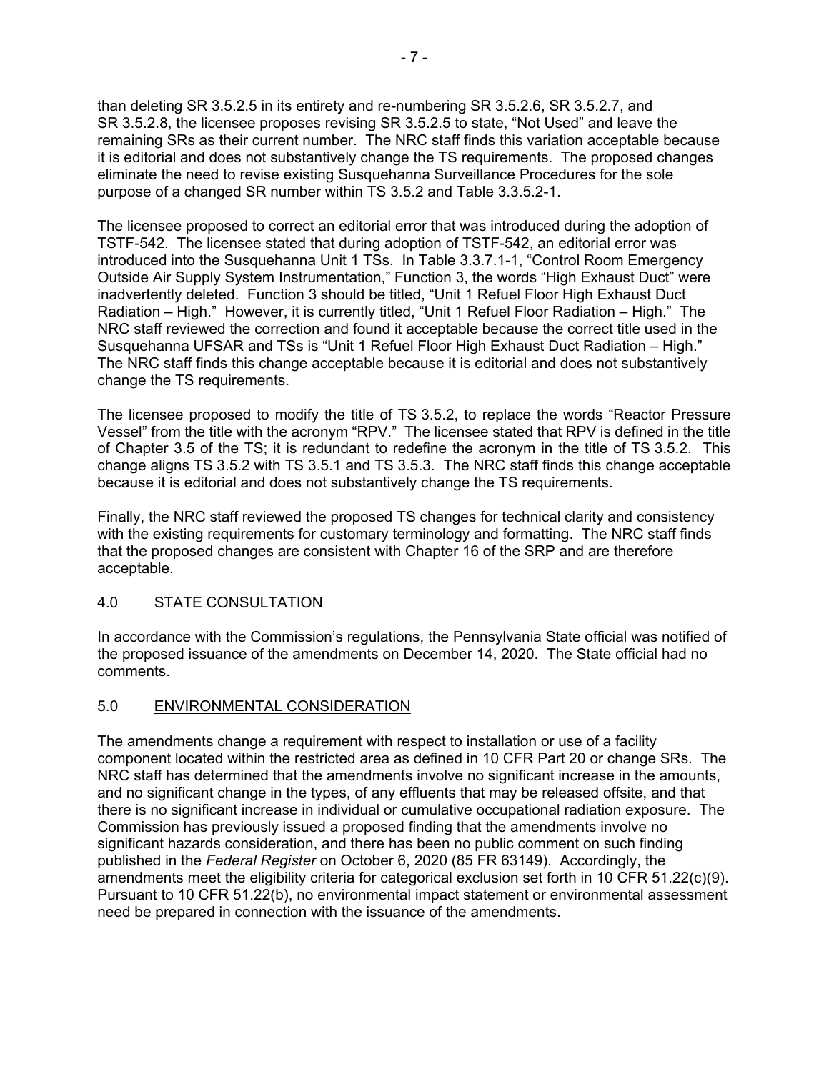than deleting SR 3.5.2.5 in its entirety and re-numbering SR 3.5.2.6, SR 3.5.2.7, and SR 3.5.2.8, the licensee proposes revising SR 3.5.2.5 to state, "Not Used" and leave the remaining SRs as their current number. The NRC staff finds this variation acceptable because it is editorial and does not substantively change the TS requirements. The proposed changes eliminate the need to revise existing Susquehanna Surveillance Procedures for the sole purpose of a changed SR number within TS 3.5.2 and Table 3.3.5.2-1.

The licensee proposed to correct an editorial error that was introduced during the adoption of TSTF-542. The licensee stated that during adoption of TSTF-542, an editorial error was introduced into the Susquehanna Unit 1 TSs. In Table 3.3.7.1-1, "Control Room Emergency Outside Air Supply System Instrumentation," Function 3, the words "High Exhaust Duct" were inadvertently deleted. Function 3 should be titled, "Unit 1 Refuel Floor High Exhaust Duct Radiation – High." However, it is currently titled, "Unit 1 Refuel Floor Radiation – High." The NRC staff reviewed the correction and found it acceptable because the correct title used in the Susquehanna UFSAR and TSs is "Unit 1 Refuel Floor High Exhaust Duct Radiation – High." The NRC staff finds this change acceptable because it is editorial and does not substantively change the TS requirements.

The licensee proposed to modify the title of TS 3.5.2, to replace the words "Reactor Pressure Vessel" from the title with the acronym "RPV." The licensee stated that RPV is defined in the title of Chapter 3.5 of the TS; it is redundant to redefine the acronym in the title of TS 3.5.2. This change aligns TS 3.5.2 with TS 3.5.1 and TS 3.5.3. The NRC staff finds this change acceptable because it is editorial and does not substantively change the TS requirements.

Finally, the NRC staff reviewed the proposed TS changes for technical clarity and consistency with the existing requirements for customary terminology and formatting. The NRC staff finds that the proposed changes are consistent with Chapter 16 of the SRP and are therefore acceptable.

## 4.0 STATE CONSULTATION

In accordance with the Commission's regulations, the Pennsylvania State official was notified of the proposed issuance of the amendments on December 14, 2020. The State official had no comments.

## 5.0 ENVIRONMENTAL CONSIDERATION

The amendments change a requirement with respect to installation or use of a facility component located within the restricted area as defined in 10 CFR Part 20 or change SRs. The NRC staff has determined that the amendments involve no significant increase in the amounts, and no significant change in the types, of any effluents that may be released offsite, and that there is no significant increase in individual or cumulative occupational radiation exposure. The Commission has previously issued a proposed finding that the amendments involve no significant hazards consideration, and there has been no public comment on such finding published in the *Federal Register* on October 6, 2020 (85 FR 63149). Accordingly, the amendments meet the eligibility criteria for categorical exclusion set forth in 10 CFR 51.22(c)(9). Pursuant to 10 CFR 51.22(b), no environmental impact statement or environmental assessment need be prepared in connection with the issuance of the amendments.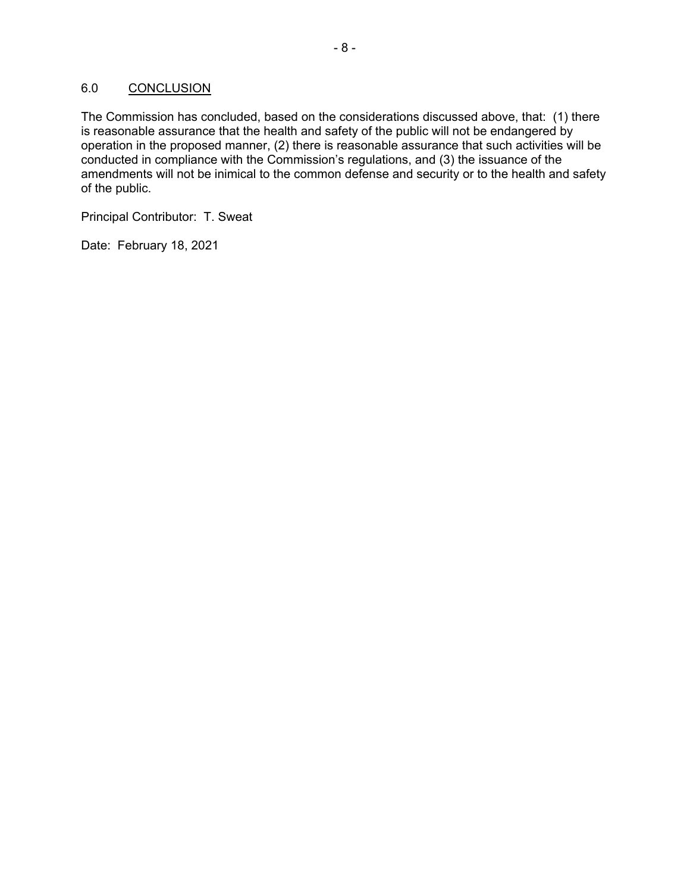## 6.0 CONCLUSION

The Commission has concluded, based on the considerations discussed above, that: (1) there is reasonable assurance that the health and safety of the public will not be endangered by operation in the proposed manner, (2) there is reasonable assurance that such activities will be conducted in compliance with the Commission's regulations, and (3) the issuance of the amendments will not be inimical to the common defense and security or to the health and safety of the public.

Principal Contributor: T. Sweat

Date: February 18, 2021